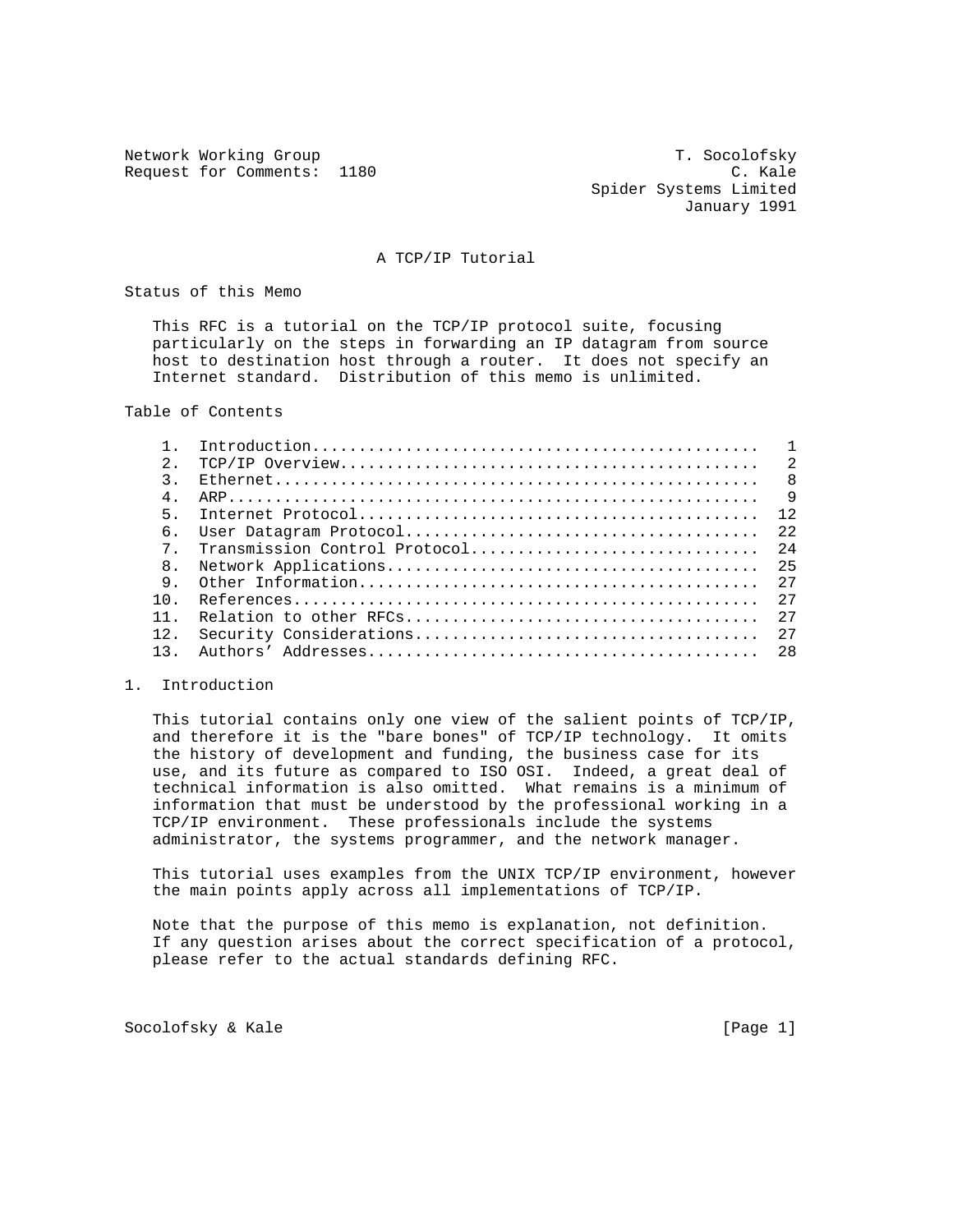Network Working Group T. Socolofsky
Request for Comments: 1180 C. Kale
Spider Systems Limited
January 1991

# A TCP/IP Tutorial

## Status of this Memo

This RFC is a tutorial on the TCP/IP protocol suite, focusing particularly on the steps in forwarding an IP datagram from source host to destination host through a router. It does not specify an Internet standard. Distribution of this memo is unlimited.

## Table of Contents

| | | |
|---|---|---|
| 1. | Introduction | 1 |
| 2. | TCP/IP Overview | 2 |
| 3. | Ethernet | 8 |
| 4. | ARP | 9 |
| 5. | Internet Protocol | 12 |
| 6. | User Datagram Protocol | 22 |
| 7. | Transmission Control Protocol | 24 |
| 8. | Network Applications | 25 |
| 9. | Other Information | 27 |
| 10. | References | 27 |
| 11. | Relation to other RFCs | 27 |
| 12. | Security Considerations | 27 |
| 13. | Authors' Addresses | 28 |

## 1. Introduction

This tutorial contains only one view of the salient points of TCP/IP, and therefore it is the "bare bones" of TCP/IP technology. It omits the history of development and funding, the business case for its use, and its future as compared to ISO OSI. Indeed, a great deal of technical information is also omitted. What remains is a minimum of information that must be understood by the professional working in a TCP/IP environment. These professionals include the systems administrator, the systems programmer, and the network manager.

This tutorial uses examples from the UNIX TCP/IP environment, however the main points apply across all implementations of TCP/IP.

Note that the purpose of this memo is explanation, not definition. If any question arises about the correct specification of a protocol, please refer to the actual standards defining RFC.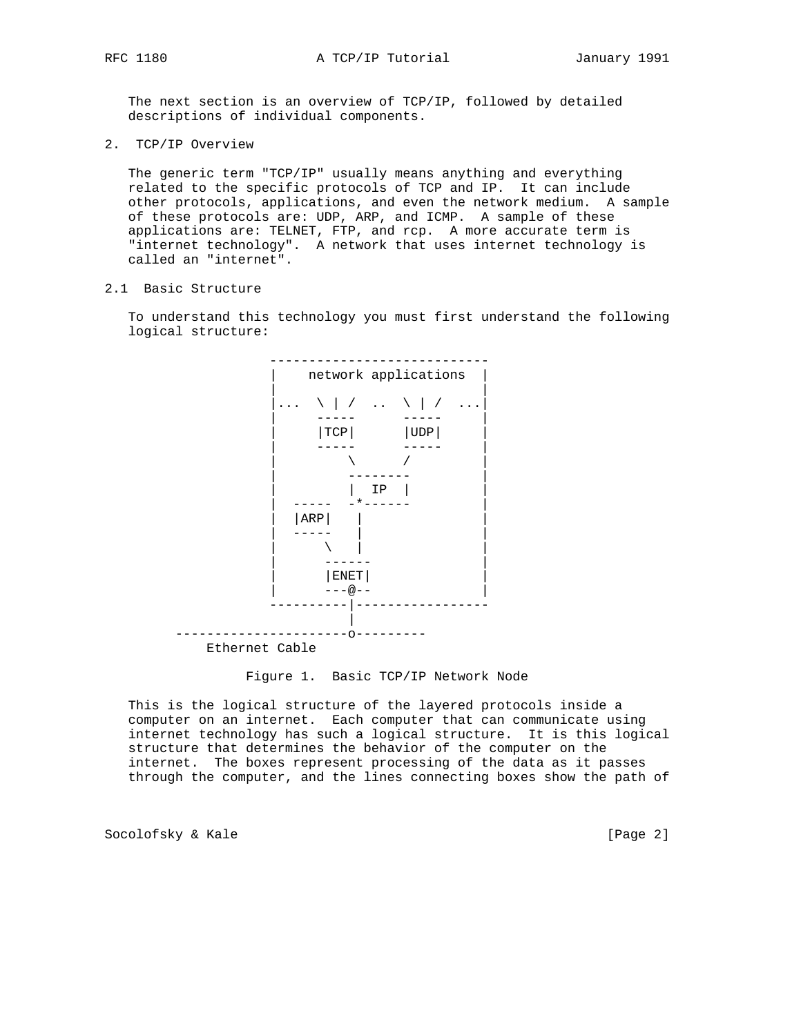The next section is an overview of TCP/IP, followed by detailed descriptions of individual components.

## 2. TCP/IP Overview

The generic term "TCP/IP" usually means anything and everything related to the specific protocols of TCP and IP. It can include other protocols, applications, and even the network medium. A sample of these protocols are: UDP, ARP, and ICMP. A sample of these applications are: TELNET, FTP, and rcp. A more accurate term is "internet technology". A network that uses internet technology is called an "internet".

### 2.1 Basic Structure

To understand this technology you must first understand the following logical structure:

```
                     ----------------------------
                     |    network applications  |
                     |                          |
                     |...  \ | /  ..  \ | /  ...|
                     |     -----      -----     |
                     |     |TCP|      |UDP|     |
                     |     -----      -----     |
                     |         \      /         |
                     |         --------         |
                     |         |  IP  |         |
                     |  -----  -*------         |
                     |  |ARP|   |               |
                     |  -----   |               |
                     |      \   |               |
                     |      ------              |
                     |      |ENET|              |
                     |      ---@--              |
                     ----------|-----------------
                               |
         ----------------------o---------
             Ethernet Cable
```

Figure 1. Basic TCP/IP Network Node

This is the logical structure of the layered protocols inside a computer on an internet. Each computer that can communicate using internet technology has such a logical structure. It is this logical structure that determines the behavior of the computer on the internet. The boxes represent processing of the data as it passes through the computer, and the lines connecting boxes show the path of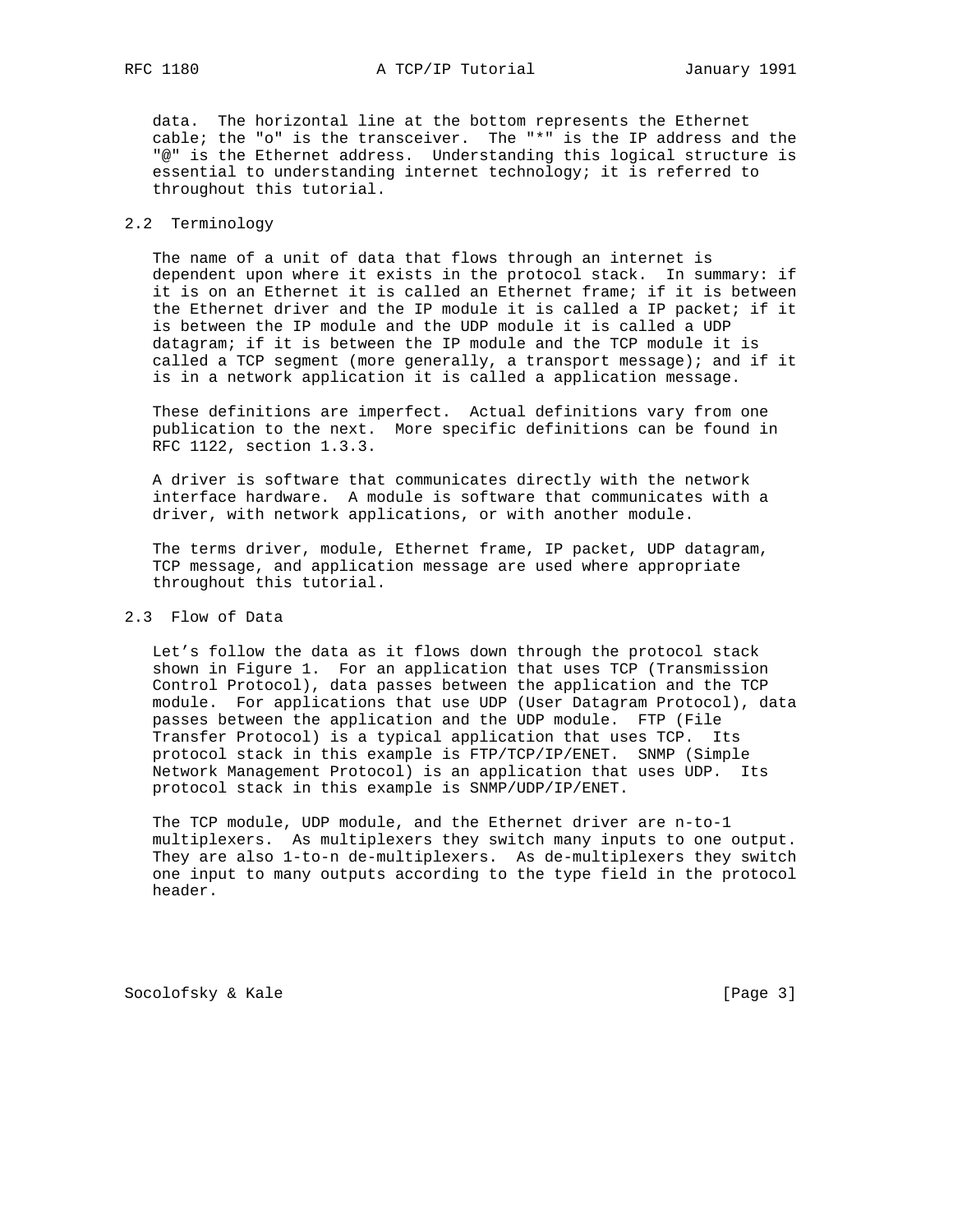data. The horizontal line at the bottom represents the Ethernet cable; the "o" is the transceiver. The "*" is the IP address and the "@" is the Ethernet address. Understanding this logical structure is essential to understanding internet technology; it is referred to throughout this tutorial.

## 2.2 Terminology

The name of a unit of data that flows through an internet is dependent upon where it exists in the protocol stack. In summary: if it is on an Ethernet it is called an Ethernet frame; if it is between the Ethernet driver and the IP module it is called a IP packet; if it is between the IP module and the UDP module it is called a UDP datagram; if it is between the IP module and the TCP module it is called a TCP segment (more generally, a transport message); and if it is in a network application it is called a application message.

These definitions are imperfect. Actual definitions vary from one publication to the next. More specific definitions can be found in RFC 1122, section 1.3.3.

A driver is software that communicates directly with the network interface hardware. A module is software that communicates with a driver, with network applications, or with another module.

The terms driver, module, Ethernet frame, IP packet, UDP datagram, TCP message, and application message are used where appropriate throughout this tutorial.

## 2.3 Flow of Data

Let’s follow the data as it flows down through the protocol stack shown in Figure 1. For an application that uses TCP (Transmission Control Protocol), data passes between the application and the TCP module. For applications that use UDP (User Datagram Protocol), data passes between the application and the UDP module. FTP (File Transfer Protocol) is a typical application that uses TCP. Its protocol stack in this example is FTP/TCP/IP/ENET. SNMP (Simple Network Management Protocol) is an application that uses UDP. Its protocol stack in this example is SNMP/UDP/IP/ENET.

The TCP module, UDP module, and the Ethernet driver are n-to-1 multiplexers. As multiplexers they switch many inputs to one output. They are also 1-to-n de-multiplexers. As de-multiplexers they switch one input to many outputs according to the type field in the protocol header.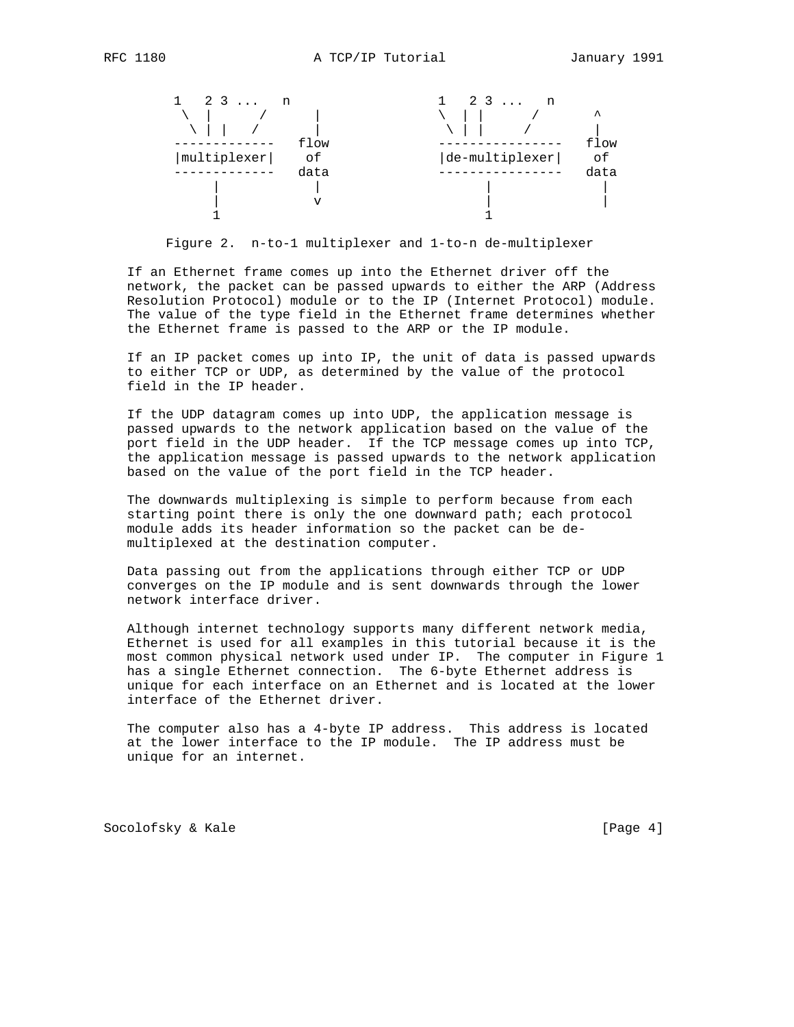```
       1   2 3 ...   n                   1   2 3 ...   n
        \  |      /      |                \  | |      /       ^
         \ | |   /       |                 \ | |     /        |
       -------------   flow              ----------------   flow
       |multiplexer|    of               |de-multiplexer|    of
       -------------   data              ----------------   data
            |            |                     |              |
            |            v                     |              |
            1                                  1
```

Figure 2. n-to-1 multiplexer and 1-to-n de-multiplexer

If an Ethernet frame comes up into the Ethernet driver off the network, the packet can be passed upwards to either the ARP (Address Resolution Protocol) module or to the IP (Internet Protocol) module. The value of the type field in the Ethernet frame determines whether the Ethernet frame is passed to the ARP or the IP module.

If an IP packet comes up into IP, the unit of data is passed upwards to either TCP or UDP, as determined by the value of the protocol field in the IP header.

If the UDP datagram comes up into UDP, the application message is passed upwards to the network application based on the value of the port field in the UDP header. If the TCP message comes up into TCP, the application message is passed upwards to the network application based on the value of the port field in the TCP header.

The downwards multiplexing is simple to perform because from each starting point there is only the one downward path; each protocol module adds its header information so the packet can be de-multiplexed at the destination computer.

Data passing out from the applications through either TCP or UDP converges on the IP module and is sent downwards through the lower network interface driver.

Although internet technology supports many different network media, Ethernet is used for all examples in this tutorial because it is the most common physical network used under IP. The computer in Figure 1 has a single Ethernet connection. The 6-byte Ethernet address is unique for each interface on an Ethernet and is located at the lower interface of the Ethernet driver.

The computer also has a 4-byte IP address. This address is located at the lower interface to the IP module. The IP address must be unique for an internet.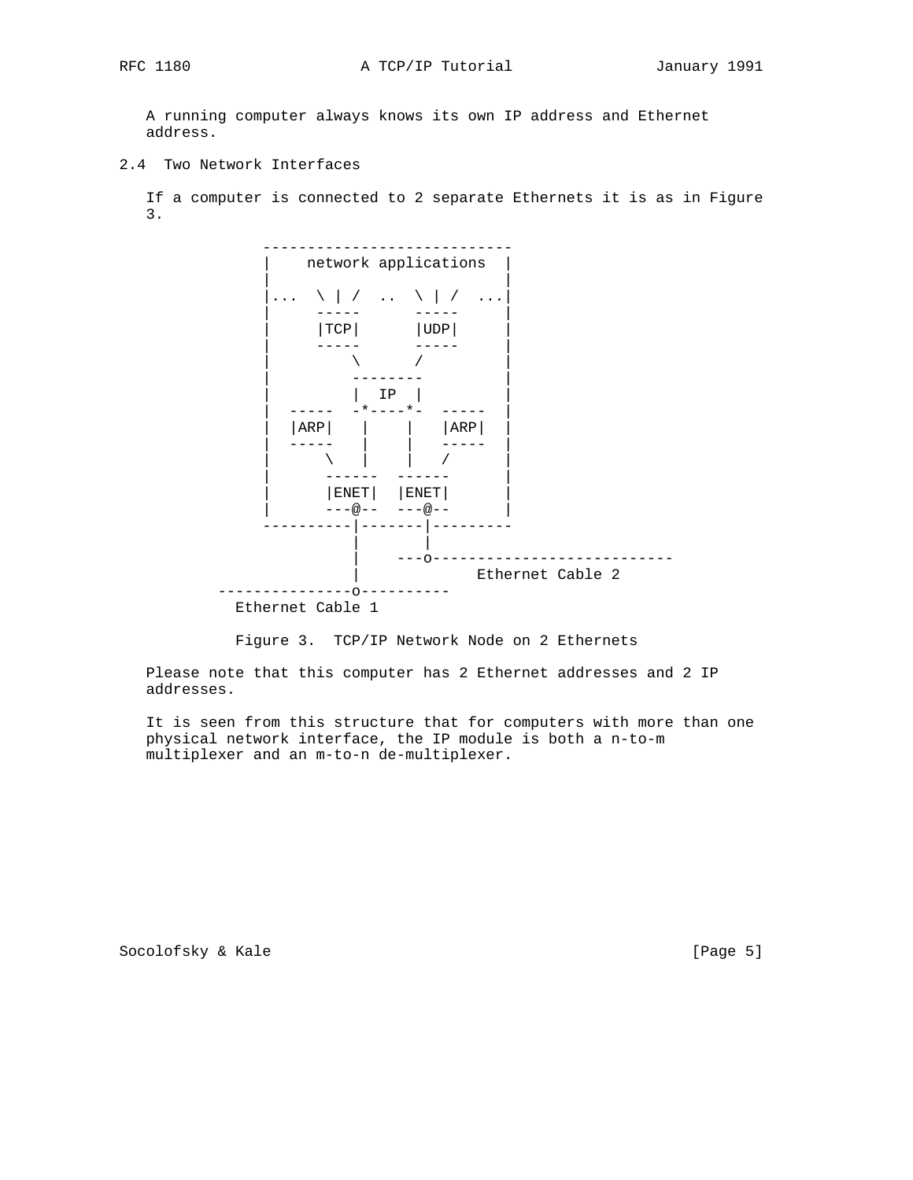A running computer always knows its own IP address and Ethernet address.

## 2.4 Two Network Interfaces

If a computer is connected to 2 separate Ethernets it is as in Figure 3.

```
               ----------------------------
               |    network applications  |
               |                          |
               |...  \ | /  ..  \ | /  ...|
               |     -----      -----     |
               |     |TCP|      |UDP|     |
               |     -----      -----     |
               |         \      /         |
               |         --------         |
               |         |  IP  |         |
               |  -----  -*----*-  -----  |
               |  |ARP|   |    |   |ARP|  |
               |  -----   |    |   -----  |
               |      \   |    |   /      |
               |      ------  ------      |
               |      |ENET|  |ENET|      |
               |      ---@--  ---@--      |
               ----------|-------|---------
                         |       |
                         |    ---o---------------------------
                         |             Ethernet Cable 2
          ---------------o----------
            Ethernet Cable 1
```

Figure 3. TCP/IP Network Node on 2 Ethernets

Please note that this computer has 2 Ethernet addresses and 2 IP addresses.

It is seen from this structure that for computers with more than one physical network interface, the IP module is both a n-to-m multiplexer and an m-to-n de-multiplexer.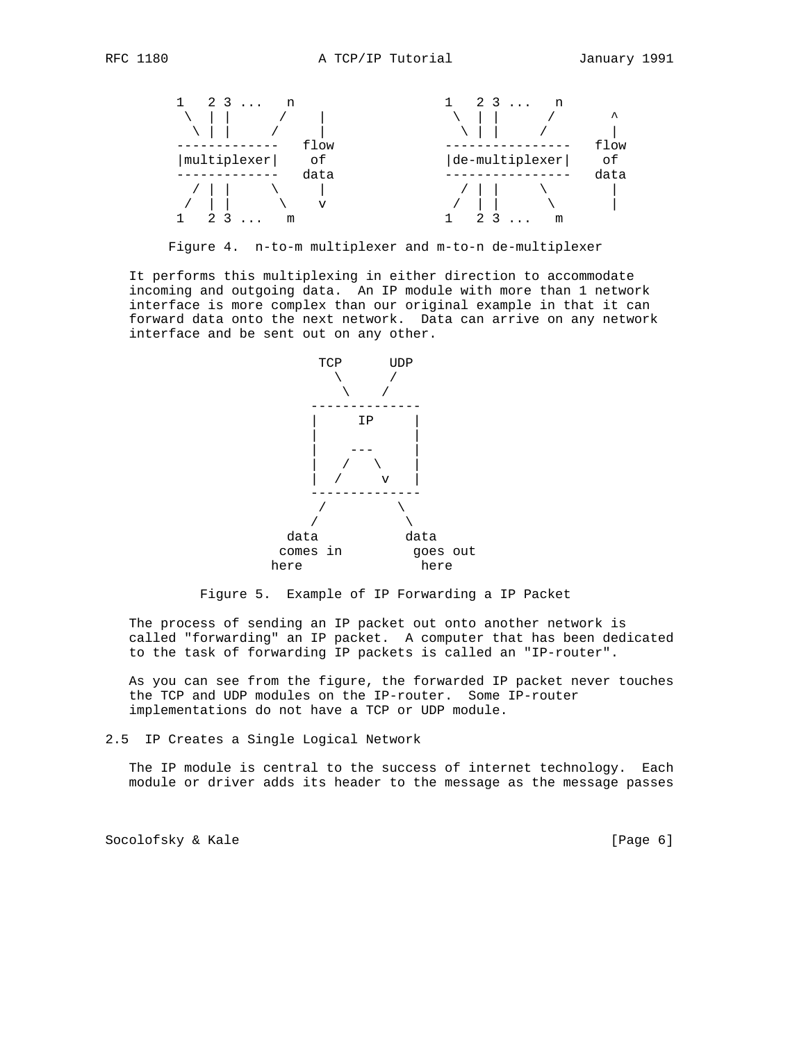```
   1   2 3 ...   n                    1   2 3 ...   n
    \  | |      /    |                 \  | |      /       ^
     \ | |     /     |                  \ | |     /        |
   -------------   flow               ----------------   flow
   |multiplexer|    of                |de-multiplexer|    of
   -------------   data               ----------------   data
     / | |     \     |                  / | |     \        |
    /  | |      \    v                 /  | |      \       |
   1   2 3 ...   m                    1   2 3 ...   m
```

Figure 4. n-to-m multiplexer and m-to-n de-multiplexer

It performs this multiplexing in either direction to accommodate incoming and outgoing data. An IP module with more than 1 network interface is more complex than our original example in that it can forward data onto the next network. Data can arrive on any network interface and be sent out on any other.

```
                         TCP      UDP
                           \      /
                            \    /
                        --------------
                        |     IP     |
                        |            |
                        |    ---     |
                        |   /   \    |
                        |  /     v   |
                        --------------
                         /         \
                        /           \
                     data           data
                    comes in         goes out
                   here               here
```

Figure 5. Example of IP Forwarding a IP Packet

The process of sending an IP packet out onto another network is called "forwarding" an IP packet. A computer that has been dedicated to the task of forwarding IP packets is called an "IP-router".

As you can see from the figure, the forwarded IP packet never touches the TCP and UDP modules on the IP-router. Some IP-router implementations do not have a TCP or UDP module.

## 2.5 IP Creates a Single Logical Network

The IP module is central to the success of internet technology. Each module or driver adds its header to the message as the message passes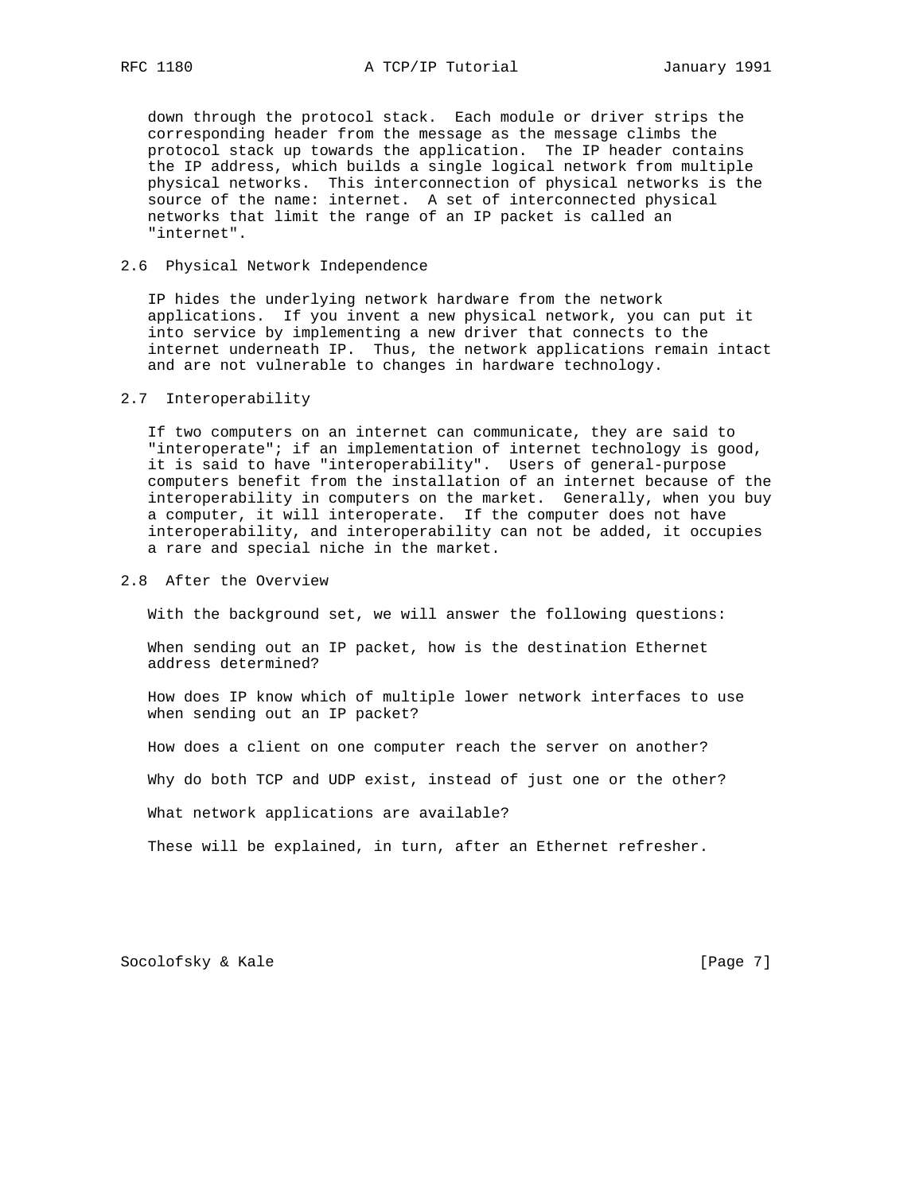down through the protocol stack. Each module or driver strips the corresponding header from the message as the message climbs the protocol stack up towards the application. The IP header contains the IP address, which builds a single logical network from multiple physical networks. This interconnection of physical networks is the source of the name: internet. A set of interconnected physical networks that limit the range of an IP packet is called an "internet".

## 2.6 Physical Network Independence

IP hides the underlying network hardware from the network applications. If you invent a new physical network, you can put it into service by implementing a new driver that connects to the internet underneath IP. Thus, the network applications remain intact and are not vulnerable to changes in hardware technology.

## 2.7 Interoperability

If two computers on an internet can communicate, they are said to "interoperate"; if an implementation of internet technology is good, it is said to have "interoperability". Users of general-purpose computers benefit from the installation of an internet because of the interoperability in computers on the market. Generally, when you buy a computer, it will interoperate. If the computer does not have interoperability, and interoperability can not be added, it occupies a rare and special niche in the market.

## 2.8 After the Overview

With the background set, we will answer the following questions:

When sending out an IP packet, how is the destination Ethernet address determined?

How does IP know which of multiple lower network interfaces to use when sending out an IP packet?

How does a client on one computer reach the server on another?

Why do both TCP and UDP exist, instead of just one or the other?

What network applications are available?

These will be explained, in turn, after an Ethernet refresher.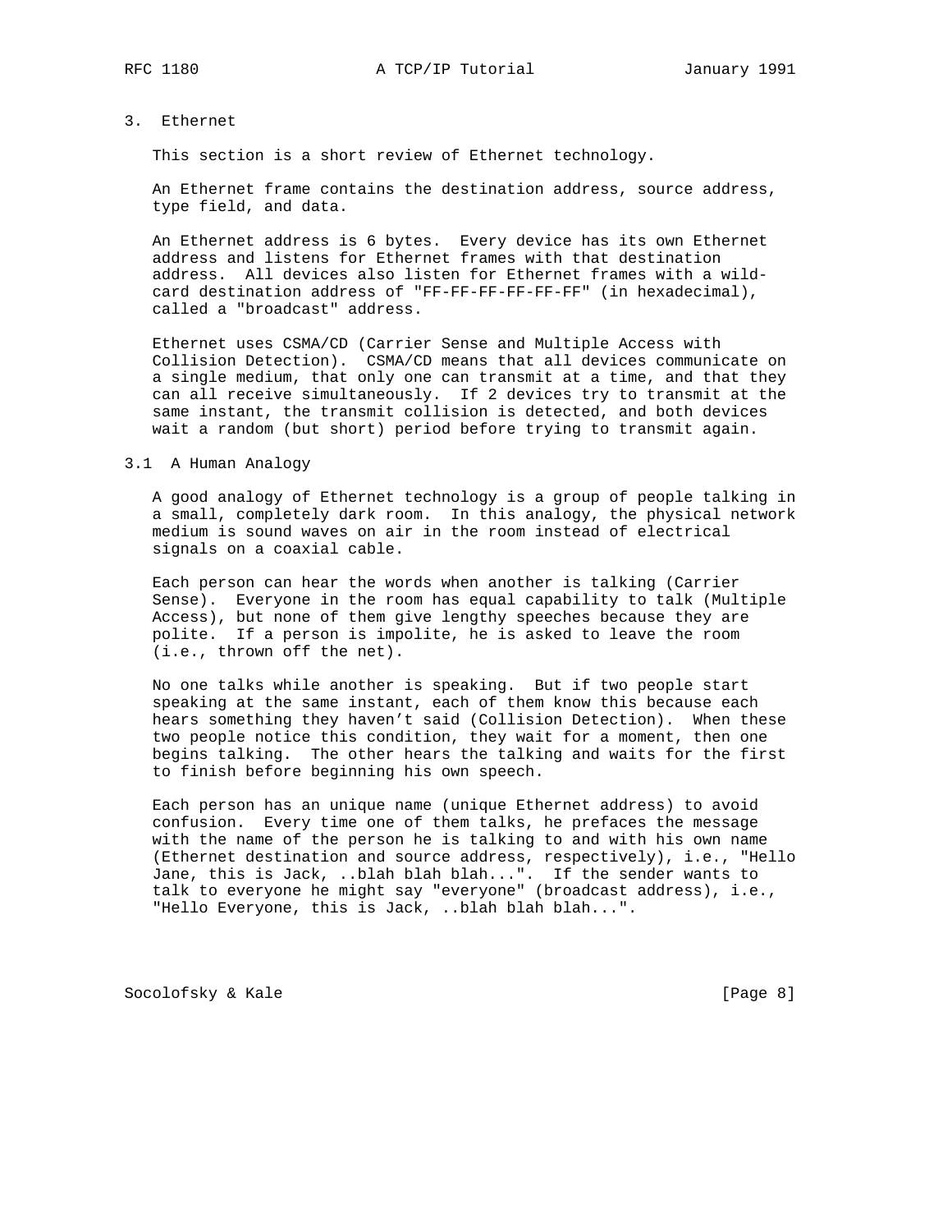## 3. Ethernet

This section is a short review of Ethernet technology.

An Ethernet frame contains the destination address, source address, type field, and data.

An Ethernet address is 6 bytes. Every device has its own Ethernet address and listens for Ethernet frames with that destination address. All devices also listen for Ethernet frames with a wild-card destination address of "FF-FF-FF-FF-FF-FF" (in hexadecimal), called a "broadcast" address.

Ethernet uses CSMA/CD (Carrier Sense and Multiple Access with Collision Detection). CSMA/CD means that all devices communicate on a single medium, that only one can transmit at a time, and that they can all receive simultaneously. If 2 devices try to transmit at the same instant, the transmit collision is detected, and both devices wait a random (but short) period before trying to transmit again.

### 3.1 A Human Analogy

A good analogy of Ethernet technology is a group of people talking in a small, completely dark room. In this analogy, the physical network medium is sound waves on air in the room instead of electrical signals on a coaxial cable.

Each person can hear the words when another is talking (Carrier Sense). Everyone in the room has equal capability to talk (Multiple Access), but none of them give lengthy speeches because they are polite. If a person is impolite, he is asked to leave the room (i.e., thrown off the net).

No one talks while another is speaking. But if two people start speaking at the same instant, each of them know this because each hears something they haven't said (Collision Detection). When these two people notice this condition, they wait for a moment, then one begins talking. The other hears the talking and waits for the first to finish before beginning his own speech.

Each person has an unique name (unique Ethernet address) to avoid confusion. Every time one of them talks, he prefaces the message with the name of the person he is talking to and with his own name (Ethernet destination and source address, respectively), i.e., "Hello Jane, this is Jack, ..blah blah blah...". If the sender wants to talk to everyone he might say "everyone" (broadcast address), i.e., "Hello Everyone, this is Jack, ..blah blah blah...".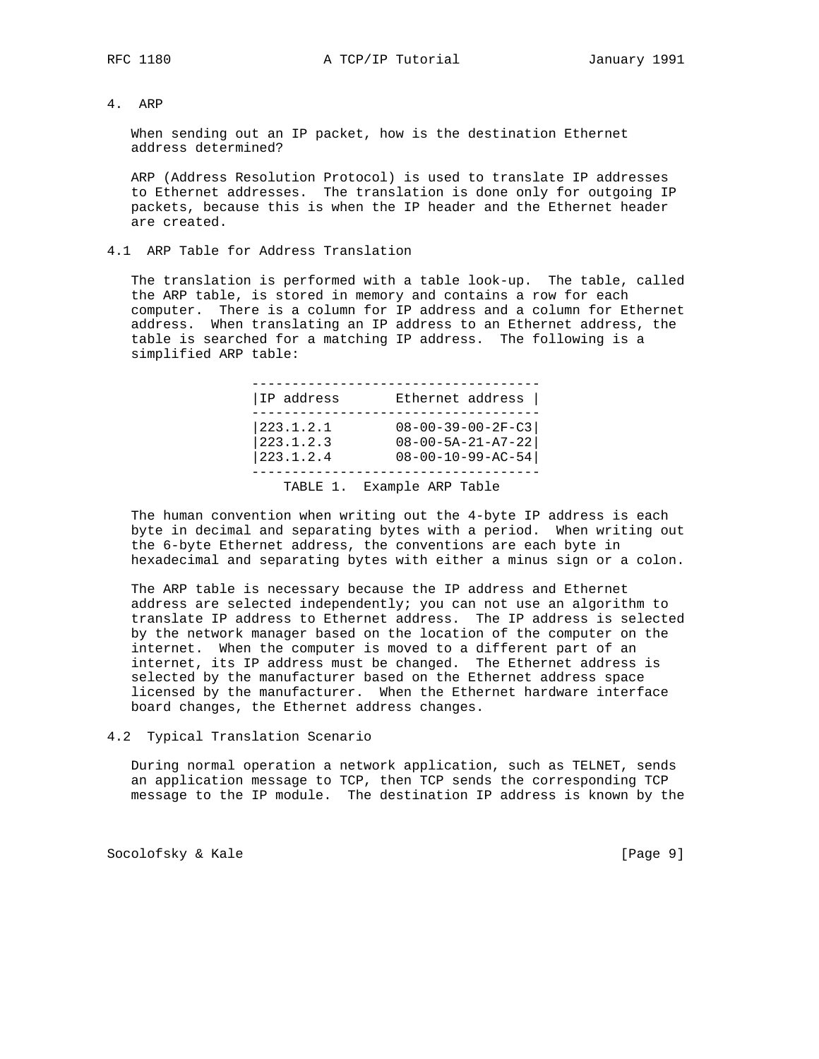## 4. ARP

When sending out an IP packet, how is the destination Ethernet address determined?

ARP (Address Resolution Protocol) is used to translate IP addresses to Ethernet addresses. The translation is done only for outgoing IP packets, because this is when the IP header and the Ethernet header are created.

### 4.1 ARP Table for Address Translation

The translation is performed with a table look-up. The table, called the ARP table, is stored in memory and contains a row for each computer. There is a column for IP address and a column for Ethernet address. When translating an IP address to an Ethernet address, the table is searched for a matching IP address. The following is a simplified ARP table:

| IP address | Ethernet address |
| --- | --- |
| 223.1.2.1 | 08-00-39-00-2F-C3 |
| 223.1.2.3 | 08-00-5A-21-A7-22 |
| 223.1.2.4 | 08-00-10-99-AC-54 |

TABLE 1. Example ARP Table

The human convention when writing out the 4-byte IP address is each byte in decimal and separating bytes with a period. When writing out the 6-byte Ethernet address, the conventions are each byte in hexadecimal and separating bytes with either a minus sign or a colon.

The ARP table is necessary because the IP address and Ethernet address are selected independently; you can not use an algorithm to translate IP address to Ethernet address. The IP address is selected by the network manager based on the location of the computer on the internet. When the computer is moved to a different part of an internet, its IP address must be changed. The Ethernet address is selected by the manufacturer based on the Ethernet address space licensed by the manufacturer. When the Ethernet hardware interface board changes, the Ethernet address changes.

### 4.2 Typical Translation Scenario

During normal operation a network application, such as TELNET, sends an application message to TCP, then TCP sends the corresponding TCP message to the IP module. The destination IP address is known by the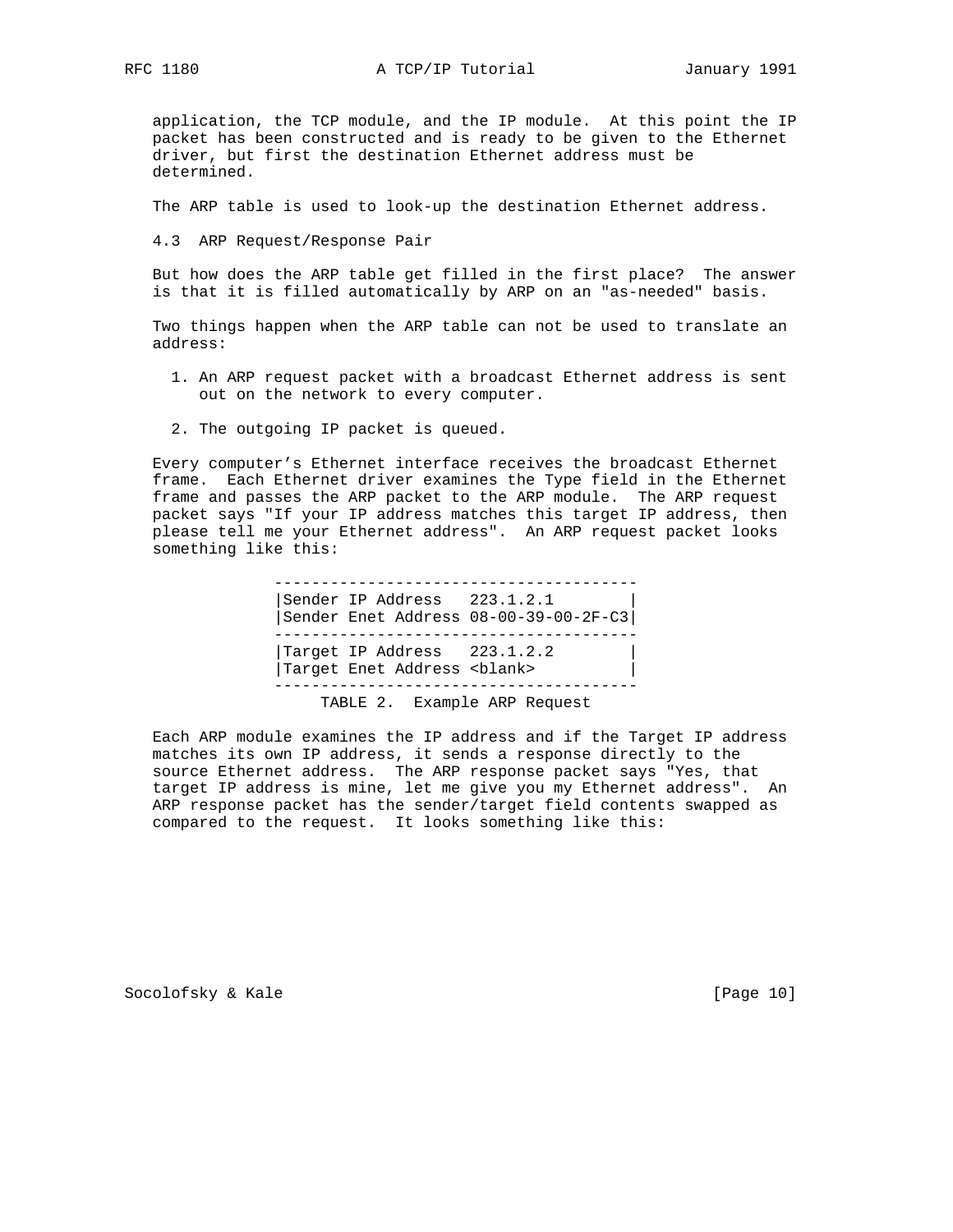application, the TCP module, and the IP module. At this point the IP packet has been constructed and is ready to be given to the Ethernet driver, but first the destination Ethernet address must be determined.

The ARP table is used to look-up the destination Ethernet address.

### 4.3 ARP Request/Response Pair

But how does the ARP table get filled in the first place? The answer is that it is filled automatically by ARP on an "as-needed" basis.

Two things happen when the ARP table can not be used to translate an address:

1. An ARP request packet with a broadcast Ethernet address is sent out on the network to every computer.

2. The outgoing IP packet is queued.

Every computer's Ethernet interface receives the broadcast Ethernet frame. Each Ethernet driver examines the Type field in the Ethernet frame and passes the ARP packet to the ARP module. The ARP request packet says "If your IP address matches this target IP address, then please tell me your Ethernet address". An ARP request packet looks something like this:

```
              ---------------------------------------
              |Sender IP Address   223.1.2.1        |
              |Sender Enet Address 08-00-39-00-2F-C3|
              ---------------------------------------
              |Target IP Address   223.1.2.2        |
              |Target Enet Address <blank>          |
              ---------------------------------------
                   TABLE 2.  Example ARP Request
```

Each ARP module examines the IP address and if the Target IP address matches its own IP address, it sends a response directly to the source Ethernet address. The ARP response packet says "Yes, that target IP address is mine, let me give you my Ethernet address". An ARP response packet has the sender/target field contents swapped as compared to the request. It looks something like this: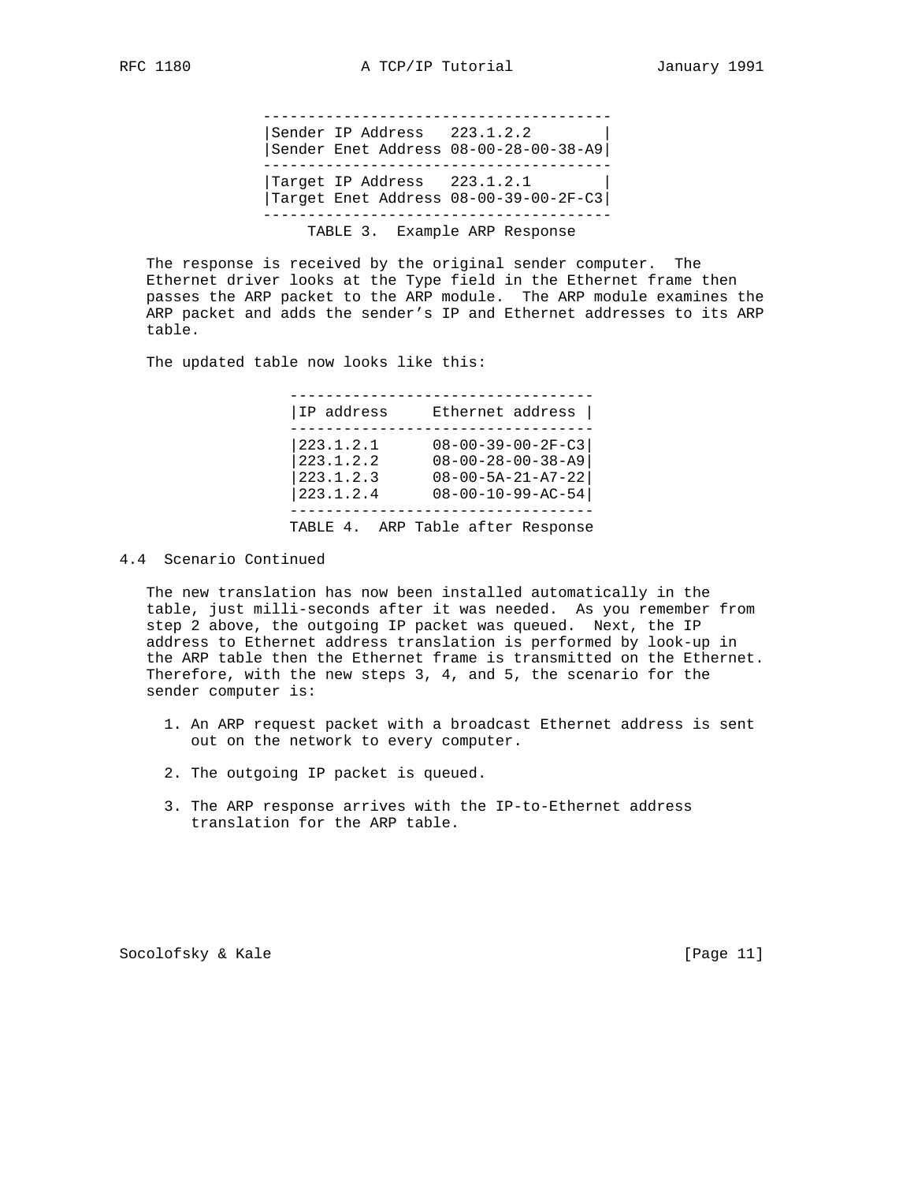| Field | Value |
|---|---|
| Sender IP Address | 223.1.2.2 |
| Sender Enet Address | 08-00-28-00-38-A9 |
| Target IP Address | 223.1.2.1 |
| Target Enet Address | 08-00-39-00-2F-C3 |

TABLE 3. Example ARP Response

The response is received by the original sender computer. The Ethernet driver looks at the Type field in the Ethernet frame then passes the ARP packet to the ARP module. The ARP module examines the ARP packet and adds the sender's IP and Ethernet addresses to its ARP table.

The updated table now looks like this:

| IP address | Ethernet address |
|---|---|
| 223.1.2.1 | 08-00-39-00-2F-C3 |
| 223.1.2.2 | 08-00-28-00-38-A9 |
| 223.1.2.3 | 08-00-5A-21-A7-22 |
| 223.1.2.4 | 08-00-10-99-AC-54 |

TABLE 4. ARP Table after Response

## 4.4 Scenario Continued

The new translation has now been installed automatically in the table, just milli-seconds after it was needed. As you remember from step 2 above, the outgoing IP packet was queued. Next, the IP address to Ethernet address translation is performed by look-up in the ARP table then the Ethernet frame is transmitted on the Ethernet. Therefore, with the new steps 3, 4, and 5, the scenario for the sender computer is:

1. An ARP request packet with a broadcast Ethernet address is sent out on the network to every computer.

2. The outgoing IP packet is queued.

3. The ARP response arrives with the IP-to-Ethernet address translation for the ARP table.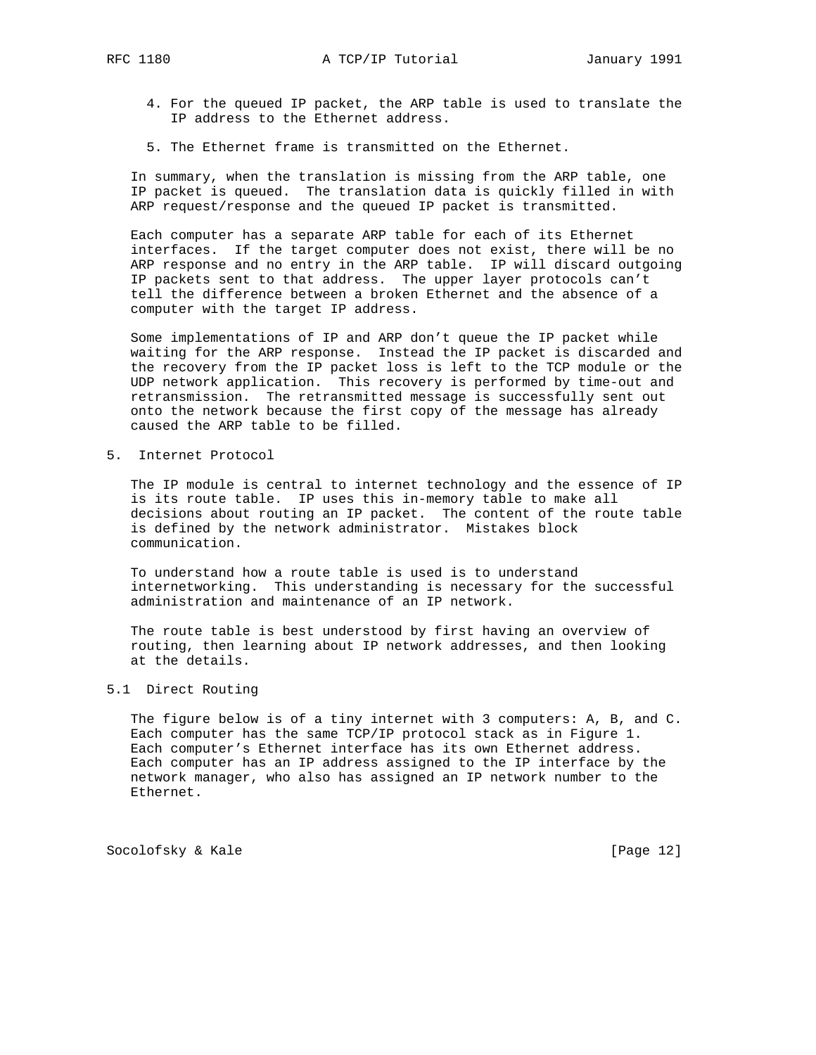4. For the queued IP packet, the ARP table is used to translate the IP address to the Ethernet address.

5. The Ethernet frame is transmitted on the Ethernet.

In summary, when the translation is missing from the ARP table, one IP packet is queued. The translation data is quickly filled in with ARP request/response and the queued IP packet is transmitted.

Each computer has a separate ARP table for each of its Ethernet interfaces. If the target computer does not exist, there will be no ARP response and no entry in the ARP table. IP will discard outgoing IP packets sent to that address. The upper layer protocols can't tell the difference between a broken Ethernet and the absence of a computer with the target IP address.

Some implementations of IP and ARP don't queue the IP packet while waiting for the ARP response. Instead the IP packet is discarded and the recovery from the IP packet loss is left to the TCP module or the UDP network application. This recovery is performed by time-out and retransmission. The retransmitted message is successfully sent out onto the network because the first copy of the message has already caused the ARP table to be filled.

## 5. Internet Protocol

The IP module is central to internet technology and the essence of IP is its route table. IP uses this in-memory table to make all decisions about routing an IP packet. The content of the route table is defined by the network administrator. Mistakes block communication.

To understand how a route table is used is to understand internetworking. This understanding is necessary for the successful administration and maintenance of an IP network.

The route table is best understood by first having an overview of routing, then learning about IP network addresses, and then looking at the details.

### 5.1 Direct Routing

The figure below is of a tiny internet with 3 computers: A, B, and C. Each computer has the same TCP/IP protocol stack as in Figure 1. Each computer's Ethernet interface has its own Ethernet address. Each computer has an IP address assigned to the IP interface by the network manager, who also has assigned an IP network number to the Ethernet.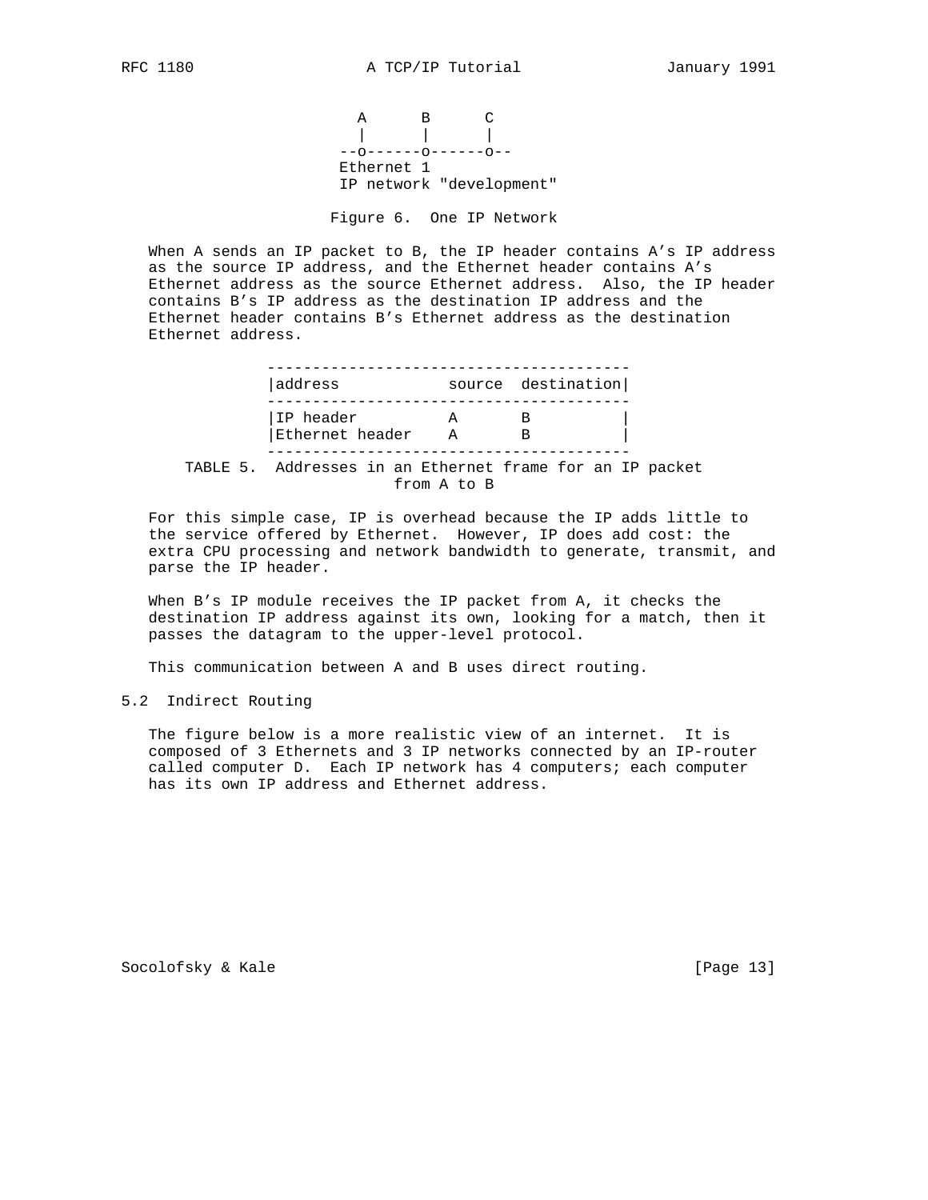```
                      A      B      C
                      |      |      |
                    --o------o------o--
                    Ethernet 1
                    IP network "development"
```

Figure 6. One IP Network

When A sends an IP packet to B, the IP header contains A's IP address as the source IP address, and the Ethernet header contains A's Ethernet address as the source Ethernet address. Also, the IP header contains B's IP address as the destination IP address and the Ethernet header contains B's Ethernet address as the destination Ethernet address.

| address | source | destination |
| --- | --- | --- |
| IP header | A | B |
| Ethernet header | A | B |

TABLE 5. Addresses in an Ethernet frame for an IP packet from A to B

For this simple case, IP is overhead because the IP adds little to the service offered by Ethernet. However, IP does add cost: the extra CPU processing and network bandwidth to generate, transmit, and parse the IP header.

When B's IP module receives the IP packet from A, it checks the destination IP address against its own, looking for a match, then it passes the datagram to the upper-level protocol.

This communication between A and B uses direct routing.

## 5.2 Indirect Routing

The figure below is a more realistic view of an internet. It is composed of 3 Ethernets and 3 IP networks connected by an IP-router called computer D. Each IP network has 4 computers; each computer has its own IP address and Ethernet address.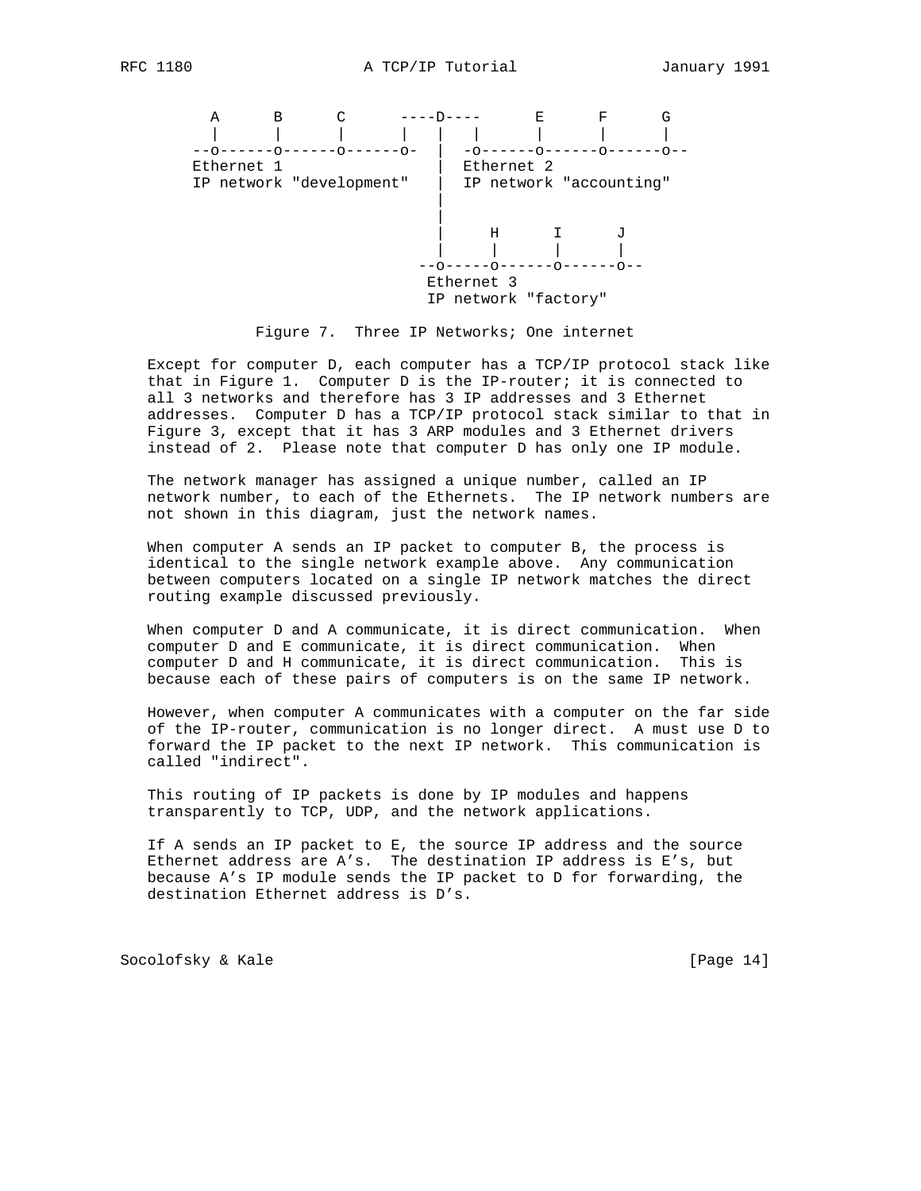```
     A      B      C      ----D----      E      F      G
     |      |      |      |   |   |      |      |      |
   --o------o------o------o-  |  -o------o------o------o--
   Ethernet 1                 |  Ethernet 2
   IP network "development"   |  IP network "accounting"
                              |
                              |
                              |     H      I      J
                              |     |      |      |
                            --o-----o------o------o--
                             Ethernet 3
                             IP network "factory"
```

Figure 7. Three IP Networks; One internet

Except for computer D, each computer has a TCP/IP protocol stack like that in Figure 1. Computer D is the IP-router; it is connected to all 3 networks and therefore has 3 IP addresses and 3 Ethernet addresses. Computer D has a TCP/IP protocol stack similar to that in Figure 3, except that it has 3 ARP modules and 3 Ethernet drivers instead of 2. Please note that computer D has only one IP module.

The network manager has assigned a unique number, called an IP network number, to each of the Ethernets. The IP network numbers are not shown in this diagram, just the network names.

When computer A sends an IP packet to computer B, the process is identical to the single network example above. Any communication between computers located on a single IP network matches the direct routing example discussed previously.

When computer D and A communicate, it is direct communication. When computer D and E communicate, it is direct communication. When computer D and H communicate, it is direct communication. This is because each of these pairs of computers is on the same IP network.

However, when computer A communicates with a computer on the far side of the IP-router, communication is no longer direct. A must use D to forward the IP packet to the next IP network. This communication is called "indirect".

This routing of IP packets is done by IP modules and happens transparently to TCP, UDP, and the network applications.

If A sends an IP packet to E, the source IP address and the source Ethernet address are A's. The destination IP address is E's, but because A's IP module sends the IP packet to D for forwarding, the destination Ethernet address is D's.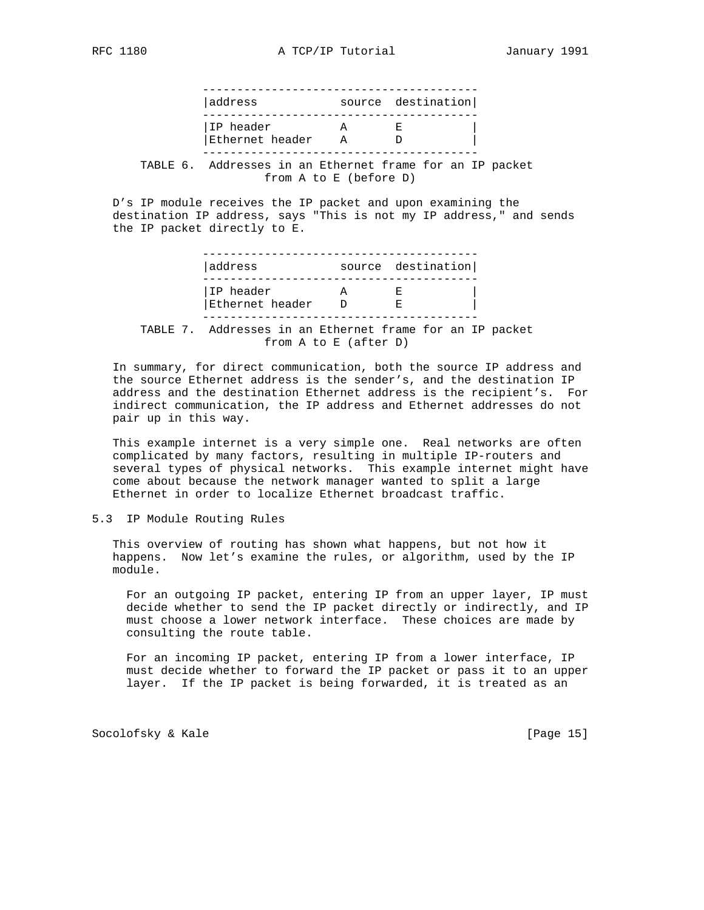| address | source | destination |
| --- | --- | --- |
| IP header | A | E |
| Ethernet header | A | D |

TABLE 6. Addresses in an Ethernet frame for an IP packet from A to E (before D)

D's IP module receives the IP packet and upon examining the destination IP address, says "This is not my IP address," and sends the IP packet directly to E.

| address | source | destination |
| --- | --- | --- |
| IP header | A | E |
| Ethernet header | D | E |

TABLE 7. Addresses in an Ethernet frame for an IP packet from A to E (after D)

In summary, for direct communication, both the source IP address and the source Ethernet address is the sender's, and the destination IP address and the destination Ethernet address is the recipient's. For indirect communication, the IP address and Ethernet addresses do not pair up in this way.

This example internet is a very simple one. Real networks are often complicated by many factors, resulting in multiple IP-routers and several types of physical networks. This example internet might have come about because the network manager wanted to split a large Ethernet in order to localize Ethernet broadcast traffic.

## 5.3 IP Module Routing Rules

This overview of routing has shown what happens, but not how it happens. Now let's examine the rules, or algorithm, used by the IP module.

For an outgoing IP packet, entering IP from an upper layer, IP must decide whether to send the IP packet directly or indirectly, and IP must choose a lower network interface. These choices are made by consulting the route table.

For an incoming IP packet, entering IP from a lower interface, IP must decide whether to forward the IP packet or pass it to an upper layer. If the IP packet is being forwarded, it is treated as an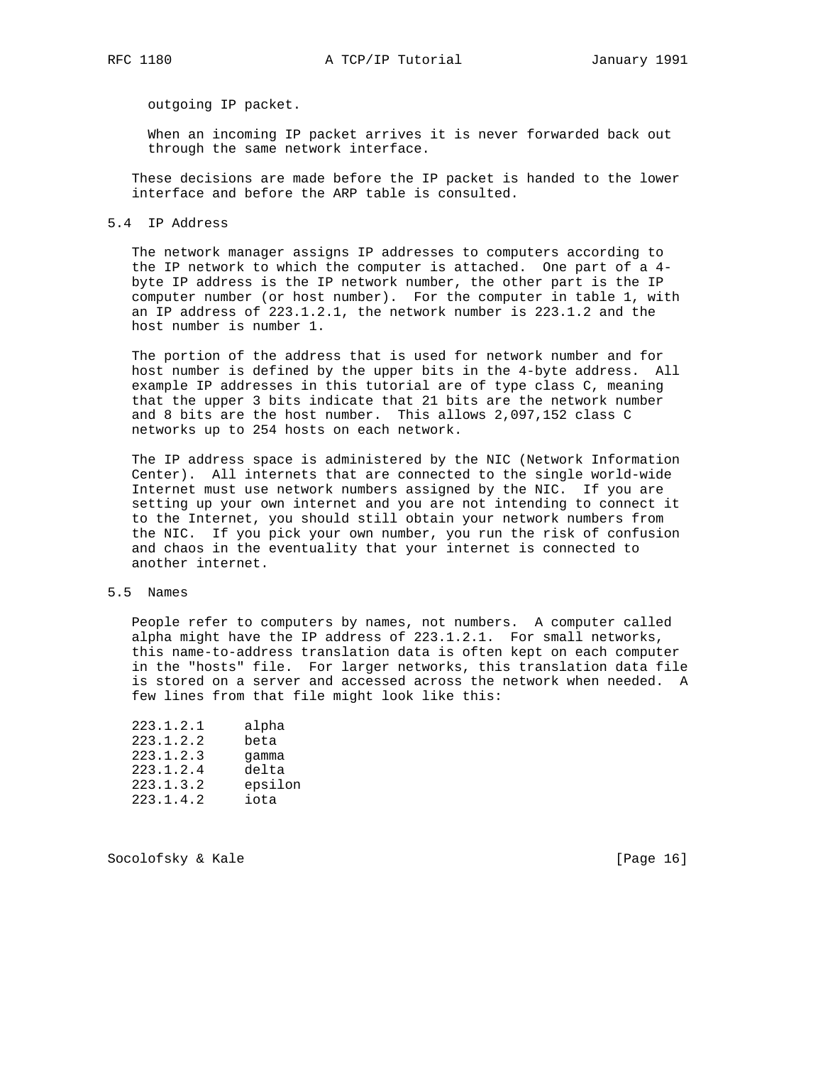outgoing IP packet.

When an incoming IP packet arrives it is never forwarded back out through the same network interface.

These decisions are made before the IP packet is handed to the lower interface and before the ARP table is consulted.

## 5.4 IP Address

The network manager assigns IP addresses to computers according to the IP network to which the computer is attached. One part of a 4-byte IP address is the IP network number, the other part is the IP computer number (or host number). For the computer in table 1, with an IP address of 223.1.2.1, the network number is 223.1.2 and the host number is number 1.

The portion of the address that is used for network number and for host number is defined by the upper bits in the 4-byte address. All example IP addresses in this tutorial are of type class C, meaning that the upper 3 bits indicate that 21 bits are the network number and 8 bits are the host number. This allows 2,097,152 class C networks up to 254 hosts on each network.

The IP address space is administered by the NIC (Network Information Center). All internets that are connected to the single world-wide Internet must use network numbers assigned by the NIC. If you are setting up your own internet and you are not intending to connect it to the Internet, you should still obtain your network numbers from the NIC. If you pick your own number, you run the risk of confusion and chaos in the eventuality that your internet is connected to another internet.

## 5.5 Names

People refer to computers by names, not numbers. A computer called alpha might have the IP address of 223.1.2.1. For small networks, this name-to-address translation data is often kept on each computer in the "hosts" file. For larger networks, this translation data file is stored on a server and accessed across the network when needed. A few lines from that file might look like this:

```
223.1.2.1     alpha
223.1.2.2     beta
223.1.2.3     gamma
223.1.2.4     delta
223.1.3.2     epsilon
223.1.4.2     iota
```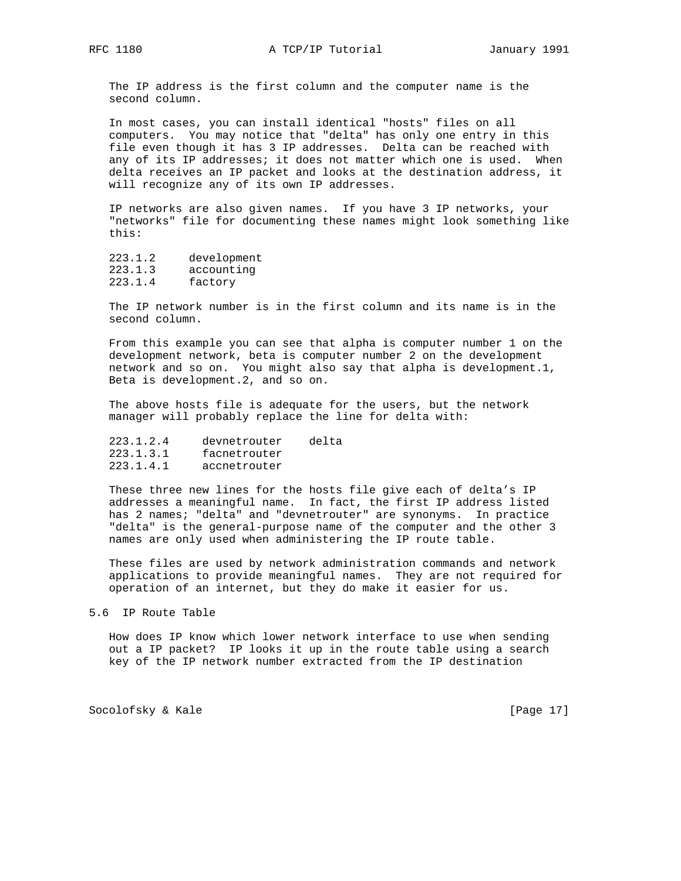The IP address is the first column and the computer name is the second column.

In most cases, you can install identical "hosts" files on all computers. You may notice that "delta" has only one entry in this file even though it has 3 IP addresses. Delta can be reached with any of its IP addresses; it does not matter which one is used. When delta receives an IP packet and looks at the destination address, it will recognize any of its own IP addresses.

IP networks are also given names. If you have 3 IP networks, your "networks" file for documenting these names might look something like this:

```
223.1.2     development
223.1.3     accounting
223.1.4     factory
```

The IP network number is in the first column and its name is in the second column.

From this example you can see that alpha is computer number 1 on the development network, beta is computer number 2 on the development network and so on. You might also say that alpha is development.1, Beta is development.2, and so on.

The above hosts file is adequate for the users, but the network manager will probably replace the line for delta with:

```
223.1.2.4     devnetrouter    delta
223.1.3.1     facnetrouter
223.1.4.1     accnetrouter
```

These three new lines for the hosts file give each of delta's IP addresses a meaningful name. In fact, the first IP address listed has 2 names; "delta" and "devnetrouter" are synonyms. In practice "delta" is the general-purpose name of the computer and the other 3 names are only used when administering the IP route table.

These files are used by network administration commands and network applications to provide meaningful names. They are not required for operation of an internet, but they do make it easier for us.

## 5.6 IP Route Table

How does IP know which lower network interface to use when sending out a IP packet? IP looks it up in the route table using a search key of the IP network number extracted from the IP destination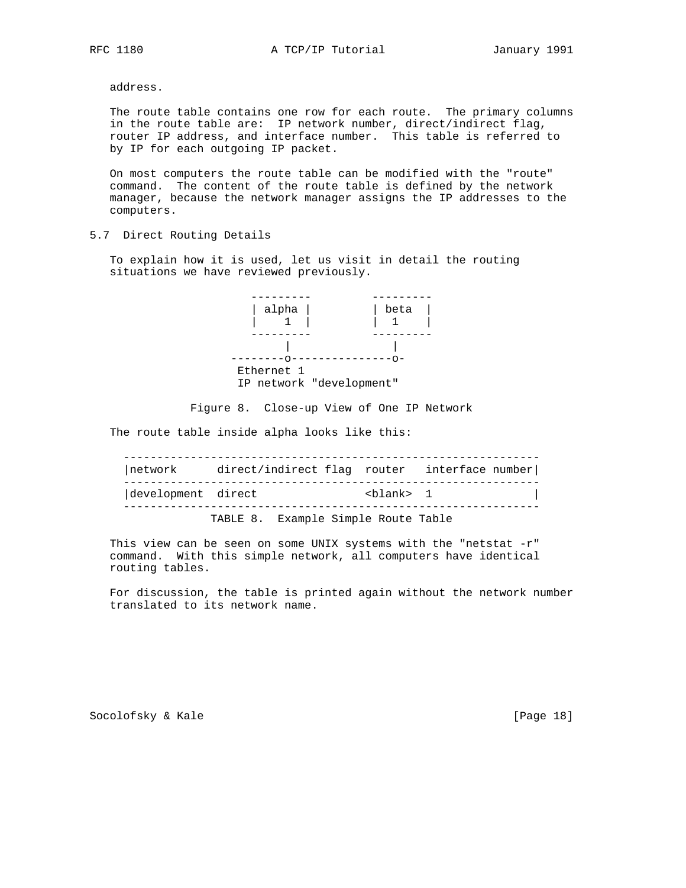address.

The route table contains one row for each route. The primary columns in the route table are: IP network number, direct/indirect flag, router IP address, and interface number. This table is referred to by IP for each outgoing IP packet.

On most computers the route table can be modified with the "route" command. The content of the route table is defined by the network manager, because the network manager assigns the IP addresses to the computers.

## 5.7 Direct Routing Details

To explain how it is used, let us visit in detail the routing situations we have reviewed previously.

```
                  ---------         ---------
                  | alpha |         | beta  |
                  |    1  |         |  1    |
                  ---------         ---------
                       |                |
                --------o---------------o-
                 Ethernet 1
                 IP network "development"
```

Figure 8. Close-up View of One IP Network

The route table inside alpha looks like this:

| network | direct/indirect flag | router | interface number |
|---|---|---|---|
| development | direct | <blank> | 1 |

TABLE 8. Example Simple Route Table

This view can be seen on some UNIX systems with the "netstat -r" command. With this simple network, all computers have identical routing tables.

For discussion, the table is printed again without the network number translated to its network name.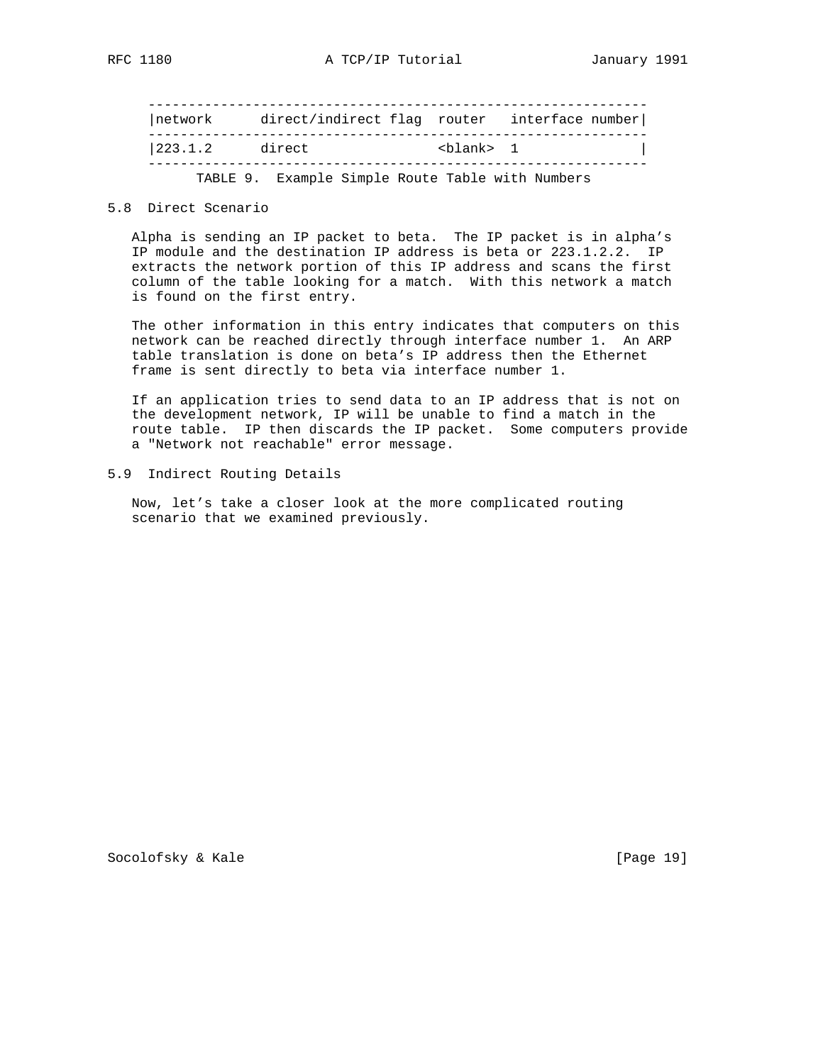| network | direct/indirect flag | router | interface number |
| --- | --- | --- | --- |
| 223.1.2 | direct | <blank> | 1 |

TABLE 9. Example Simple Route Table with Numbers

## 5.8 Direct Scenario

Alpha is sending an IP packet to beta. The IP packet is in alpha's IP module and the destination IP address is beta or 223.1.2.2. IP extracts the network portion of this IP address and scans the first column of the table looking for a match. With this network a match is found on the first entry.

The other information in this entry indicates that computers on this network can be reached directly through interface number 1. An ARP table translation is done on beta's IP address then the Ethernet frame is sent directly to beta via interface number 1.

If an application tries to send data to an IP address that is not on the development network, IP will be unable to find a match in the route table. IP then discards the IP packet. Some computers provide a "Network not reachable" error message.

## 5.9 Indirect Routing Details

Now, let's take a closer look at the more complicated routing scenario that we examined previously.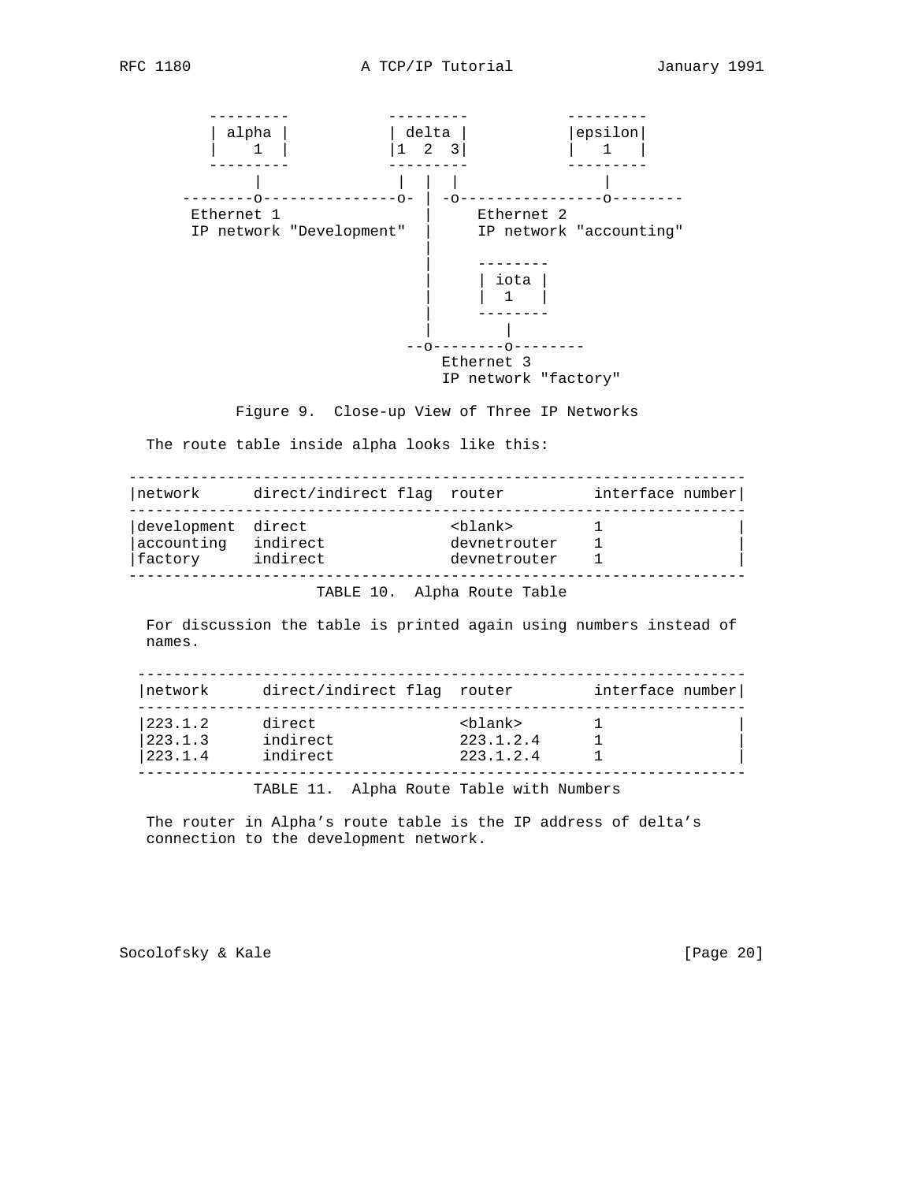```
 ---------            ---------           ---------
 | alpha |            | delta |           |epsilon|
 |   1   |            |1  2  3|           |   1   |
 ---------            ---------           ---------
     |                 |  |  |                |
--------o---------------o- | -o----------------o--------
 Ethernet 1                |     Ethernet 2
 IP network "Development"  |     IP network "accounting"
                           |
                           |     --------
                           |     | iota |
                           |     |  1   |
                           |     --------
                           |        |
                         --o--------o--------
                              Ethernet 3
                              IP network "factory"
```

Figure 9. Close-up View of Three IP Networks

The route table inside alpha looks like this:

| network | direct/indirect flag | router | interface number |
|---|---|---|---|
| development | direct | <blank> | 1 |
| accounting | indirect | devnetrouter | 1 |
| factory | indirect | devnetrouter | 1 |

TABLE 10. Alpha Route Table

For discussion the table is printed again using numbers instead of names.

| network | direct/indirect flag | router | interface number |
|---|---|---|---|
| 223.1.2 | direct | <blank> | 1 |
| 223.1.3 | indirect | 223.1.2.4 | 1 |
| 223.1.4 | indirect | 223.1.2.4 | 1 |

TABLE 11. Alpha Route Table with Numbers

The router in Alpha's route table is the IP address of delta's connection to the development network.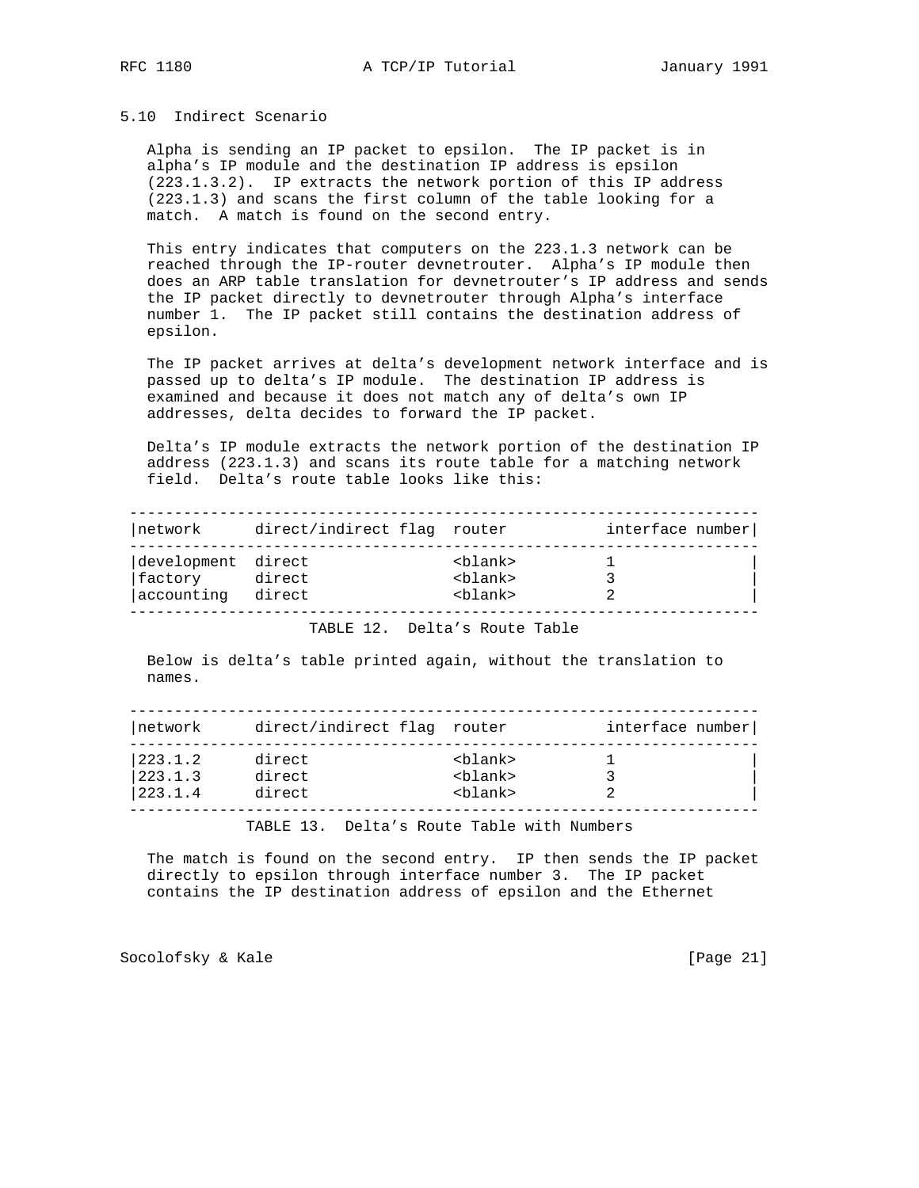## 5.10 Indirect Scenario

Alpha is sending an IP packet to epsilon. The IP packet is in alpha's IP module and the destination IP address is epsilon (223.1.3.2). IP extracts the network portion of this IP address (223.1.3) and scans the first column of the table looking for a match. A match is found on the second entry.

This entry indicates that computers on the 223.1.3 network can be reached through the IP-router devnetrouter. Alpha's IP module then does an ARP table translation for devnetrouter's IP address and sends the IP packet directly to devnetrouter through Alpha's interface number 1. The IP packet still contains the destination address of epsilon.

The IP packet arrives at delta's development network interface and is passed up to delta's IP module. The destination IP address is examined and because it does not match any of delta's own IP addresses, delta decides to forward the IP packet.

Delta's IP module extracts the network portion of the destination IP address (223.1.3) and scans its route table for a matching network field. Delta's route table looks like this:

| network | direct/indirect flag | router | interface number |
|---|---|---|---|
| development | direct | <blank> | 1 |
| factory | direct | <blank> | 3 |
| accounting | direct | <blank> | 2 |

TABLE 12. Delta's Route Table

Below is delta's table printed again, without the translation to names.

| network | direct/indirect flag | router | interface number |
|---|---|---|---|
| 223.1.2 | direct | <blank> | 1 |
| 223.1.3 | direct | <blank> | 3 |
| 223.1.4 | direct | <blank> | 2 |

TABLE 13. Delta's Route Table with Numbers

The match is found on the second entry. IP then sends the IP packet directly to epsilon through interface number 3. The IP packet contains the IP destination address of epsilon and the Ethernet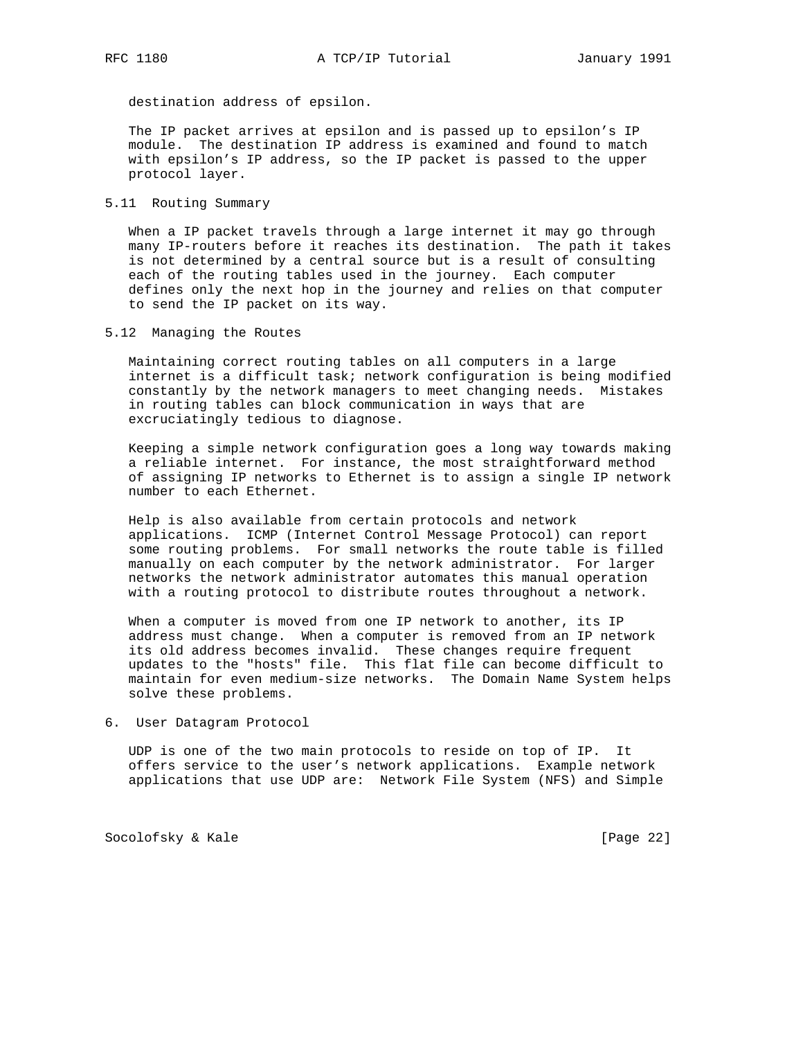destination address of epsilon.

The IP packet arrives at epsilon and is passed up to epsilon's IP module. The destination IP address is examined and found to match with epsilon's IP address, so the IP packet is passed to the upper protocol layer.

## 5.11 Routing Summary

When a IP packet travels through a large internet it may go through many IP-routers before it reaches its destination. The path it takes is not determined by a central source but is a result of consulting each of the routing tables used in the journey. Each computer defines only the next hop in the journey and relies on that computer to send the IP packet on its way.

## 5.12 Managing the Routes

Maintaining correct routing tables on all computers in a large internet is a difficult task; network configuration is being modified constantly by the network managers to meet changing needs. Mistakes in routing tables can block communication in ways that are excruciatingly tedious to diagnose.

Keeping a simple network configuration goes a long way towards making a reliable internet. For instance, the most straightforward method of assigning IP networks to Ethernet is to assign a single IP network number to each Ethernet.

Help is also available from certain protocols and network applications. ICMP (Internet Control Message Protocol) can report some routing problems. For small networks the route table is filled manually on each computer by the network administrator. For larger networks the network administrator automates this manual operation with a routing protocol to distribute routes throughout a network.

When a computer is moved from one IP network to another, its IP address must change. When a computer is removed from an IP network its old address becomes invalid. These changes require frequent updates to the "hosts" file. This flat file can become difficult to maintain for even medium-size networks. The Domain Name System helps solve these problems.

# 6. User Datagram Protocol

UDP is one of the two main protocols to reside on top of IP. It offers service to the user's network applications. Example network applications that use UDP are: Network File System (NFS) and Simple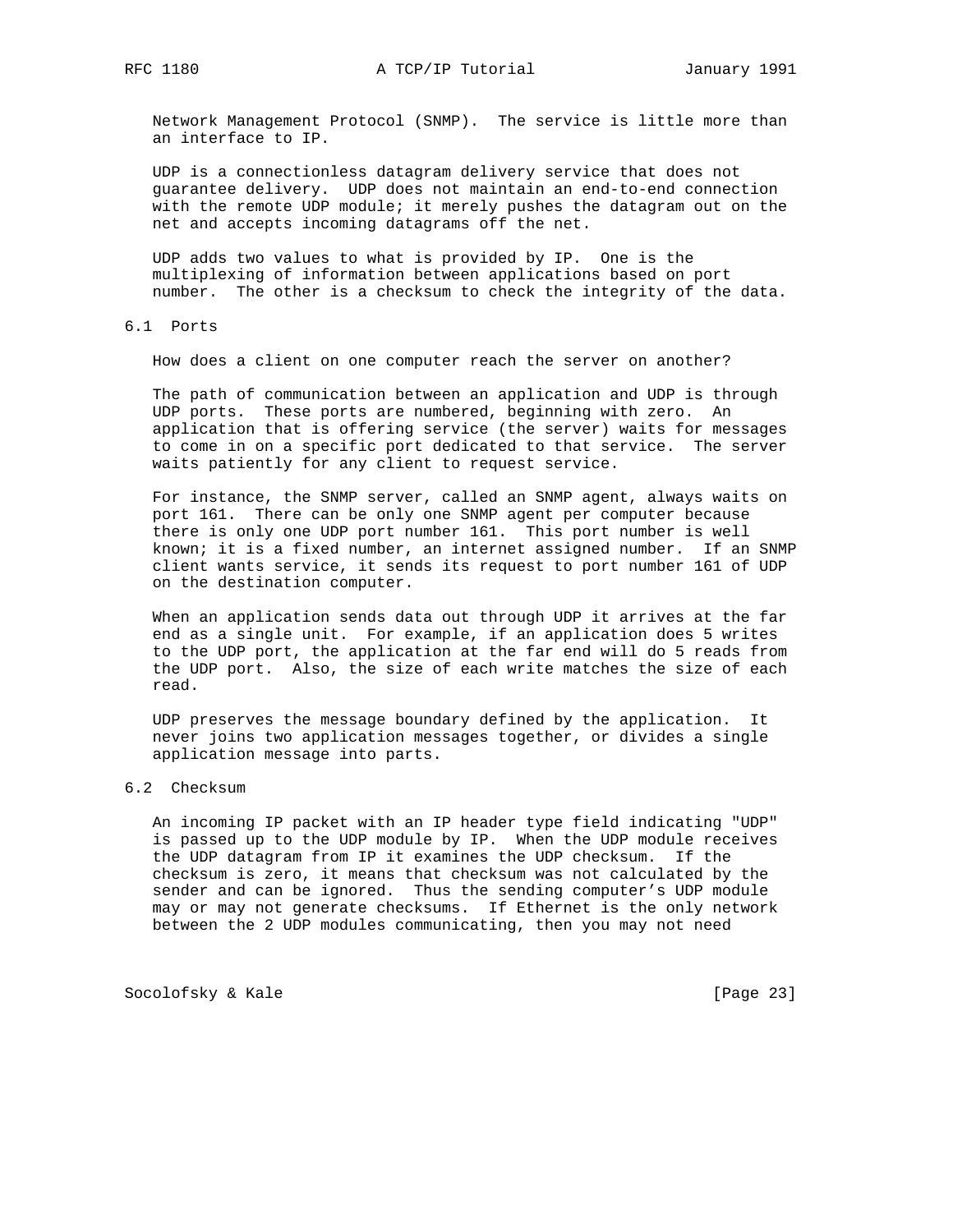Network Management Protocol (SNMP). The service is little more than an interface to IP.

UDP is a connectionless datagram delivery service that does not guarantee delivery. UDP does not maintain an end-to-end connection with the remote UDP module; it merely pushes the datagram out on the net and accepts incoming datagrams off the net.

UDP adds two values to what is provided by IP. One is the multiplexing of information between applications based on port number. The other is a checksum to check the integrity of the data.

## 6.1 Ports

How does a client on one computer reach the server on another?

The path of communication between an application and UDP is through UDP ports. These ports are numbered, beginning with zero. An application that is offering service (the server) waits for messages to come in on a specific port dedicated to that service. The server waits patiently for any client to request service.

For instance, the SNMP server, called an SNMP agent, always waits on port 161. There can be only one SNMP agent per computer because there is only one UDP port number 161. This port number is well known; it is a fixed number, an internet assigned number. If an SNMP client wants service, it sends its request to port number 161 of UDP on the destination computer.

When an application sends data out through UDP it arrives at the far end as a single unit. For example, if an application does 5 writes to the UDP port, the application at the far end will do 5 reads from the UDP port. Also, the size of each write matches the size of each read.

UDP preserves the message boundary defined by the application. It never joins two application messages together, or divides a single application message into parts.

## 6.2 Checksum

An incoming IP packet with an IP header type field indicating "UDP" is passed up to the UDP module by IP. When the UDP module receives the UDP datagram from IP it examines the UDP checksum. If the checksum is zero, it means that checksum was not calculated by the sender and can be ignored. Thus the sending computer's UDP module may or may not generate checksums. If Ethernet is the only network between the 2 UDP modules communicating, then you may not need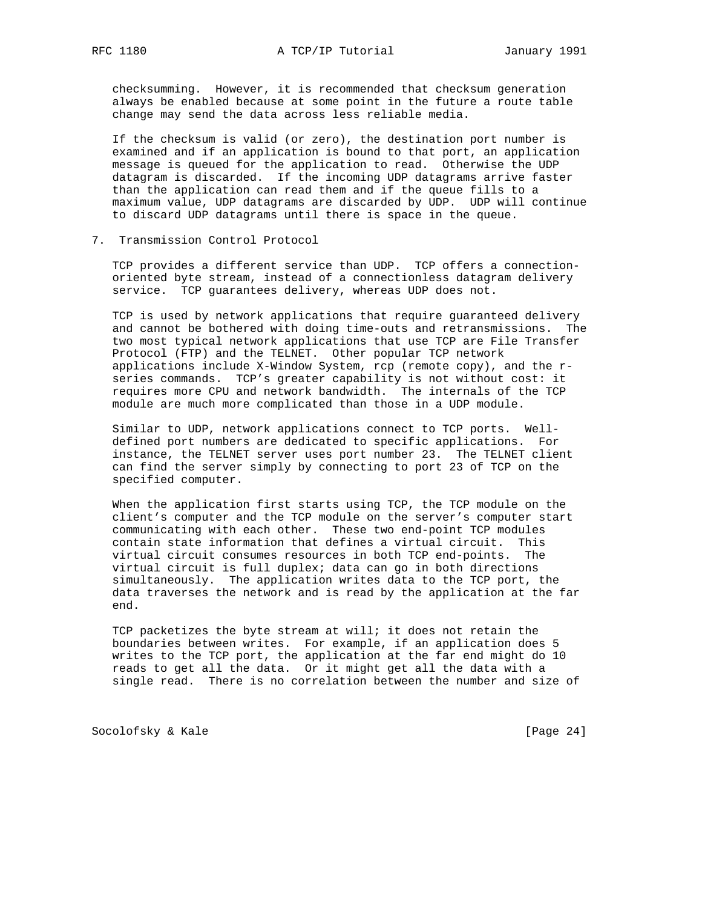checksumming. However, it is recommended that checksum generation always be enabled because at some point in the future a route table change may send the data across less reliable media.

If the checksum is valid (or zero), the destination port number is examined and if an application is bound to that port, an application message is queued for the application to read. Otherwise the UDP datagram is discarded. If the incoming UDP datagrams arrive faster than the application can read them and if the queue fills to a maximum value, UDP datagrams are discarded by UDP. UDP will continue to discard UDP datagrams until there is space in the queue.

## 7. Transmission Control Protocol

TCP provides a different service than UDP. TCP offers a connection-oriented byte stream, instead of a connectionless datagram delivery service. TCP guarantees delivery, whereas UDP does not.

TCP is used by network applications that require guaranteed delivery and cannot be bothered with doing time-outs and retransmissions. The two most typical network applications that use TCP are File Transfer Protocol (FTP) and the TELNET. Other popular TCP network applications include X-Window System, rcp (remote copy), and the r-series commands. TCP's greater capability is not without cost: it requires more CPU and network bandwidth. The internals of the TCP module are much more complicated than those in a UDP module.

Similar to UDP, network applications connect to TCP ports. Well-defined port numbers are dedicated to specific applications. For instance, the TELNET server uses port number 23. The TELNET client can find the server simply by connecting to port 23 of TCP on the specified computer.

When the application first starts using TCP, the TCP module on the client's computer and the TCP module on the server's computer start communicating with each other. These two end-point TCP modules contain state information that defines a virtual circuit. This virtual circuit consumes resources in both TCP end-points. The virtual circuit is full duplex; data can go in both directions simultaneously. The application writes data to the TCP port, the data traverses the network and is read by the application at the far end.

TCP packetizes the byte stream at will; it does not retain the boundaries between writes. For example, if an application does 5 writes to the TCP port, the application at the far end might do 10 reads to get all the data. Or it might get all the data with a single read. There is no correlation between the number and size of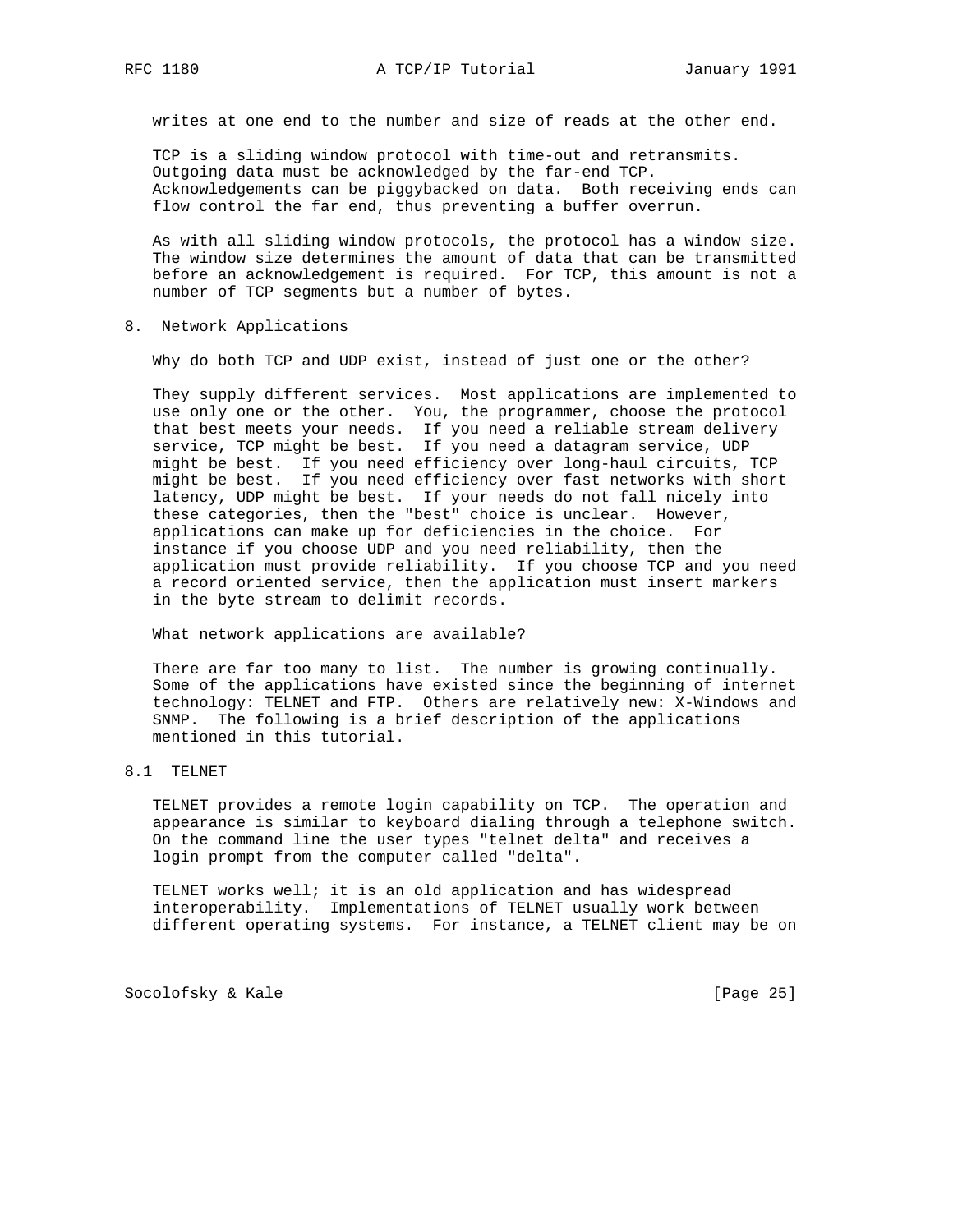writes at one end to the number and size of reads at the other end.

TCP is a sliding window protocol with time-out and retransmits. Outgoing data must be acknowledged by the far-end TCP. Acknowledgements can be piggybacked on data. Both receiving ends can flow control the far end, thus preventing a buffer overrun.

As with all sliding window protocols, the protocol has a window size. The window size determines the amount of data that can be transmitted before an acknowledgement is required. For TCP, this amount is not a number of TCP segments but a number of bytes.

## 8. Network Applications

Why do both TCP and UDP exist, instead of just one or the other?

They supply different services. Most applications are implemented to use only one or the other. You, the programmer, choose the protocol that best meets your needs. If you need a reliable stream delivery service, TCP might be best. If you need a datagram service, UDP might be best. If you need efficiency over long-haul circuits, TCP might be best. If you need efficiency over fast networks with short latency, UDP might be best. If your needs do not fall nicely into these categories, then the "best" choice is unclear. However, applications can make up for deficiencies in the choice. For instance if you choose UDP and you need reliability, then the application must provide reliability. If you choose TCP and you need a record oriented service, then the application must insert markers in the byte stream to delimit records.

What network applications are available?

There are far too many to list. The number is growing continually. Some of the applications have existed since the beginning of internet technology: TELNET and FTP. Others are relatively new: X-Windows and SNMP. The following is a brief description of the applications mentioned in this tutorial.

### 8.1 TELNET

TELNET provides a remote login capability on TCP. The operation and appearance is similar to keyboard dialing through a telephone switch. On the command line the user types "telnet delta" and receives a login prompt from the computer called "delta".

TELNET works well; it is an old application and has widespread interoperability. Implementations of TELNET usually work between different operating systems. For instance, a TELNET client may be on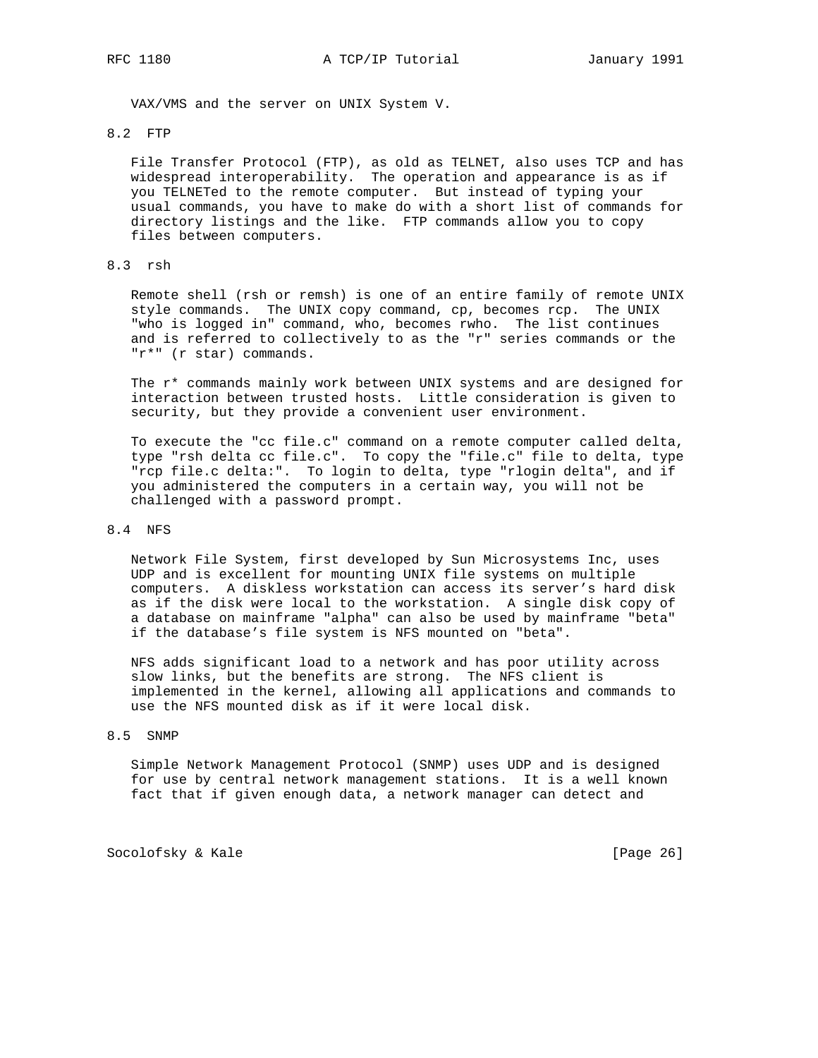VAX/VMS and the server on UNIX System V.

## 8.2 FTP

File Transfer Protocol (FTP), as old as TELNET, also uses TCP and has widespread interoperability. The operation and appearance is as if you TELNETed to the remote computer. But instead of typing your usual commands, you have to make do with a short list of commands for directory listings and the like. FTP commands allow you to copy files between computers.

## 8.3 rsh

Remote shell (rsh or remsh) is one of an entire family of remote UNIX style commands. The UNIX copy command, cp, becomes rcp. The UNIX "who is logged in" command, who, becomes rwho. The list continues and is referred to collectively to as the "r" series commands or the "r*" (r star) commands.

The r* commands mainly work between UNIX systems and are designed for interaction between trusted hosts. Little consideration is given to security, but they provide a convenient user environment.

To execute the "cc file.c" command on a remote computer called delta, type "rsh delta cc file.c". To copy the "file.c" file to delta, type "rcp file.c delta:". To login to delta, type "rlogin delta", and if you administered the computers in a certain way, you will not be challenged with a password prompt.

## 8.4 NFS

Network File System, first developed by Sun Microsystems Inc, uses UDP and is excellent for mounting UNIX file systems on multiple computers. A diskless workstation can access its server's hard disk as if the disk were local to the workstation. A single disk copy of a database on mainframe "alpha" can also be used by mainframe "beta" if the database's file system is NFS mounted on "beta".

NFS adds significant load to a network and has poor utility across slow links, but the benefits are strong. The NFS client is implemented in the kernel, allowing all applications and commands to use the NFS mounted disk as if it were local disk.

## 8.5 SNMP

Simple Network Management Protocol (SNMP) uses UDP and is designed for use by central network management stations. It is a well known fact that if given enough data, a network manager can detect and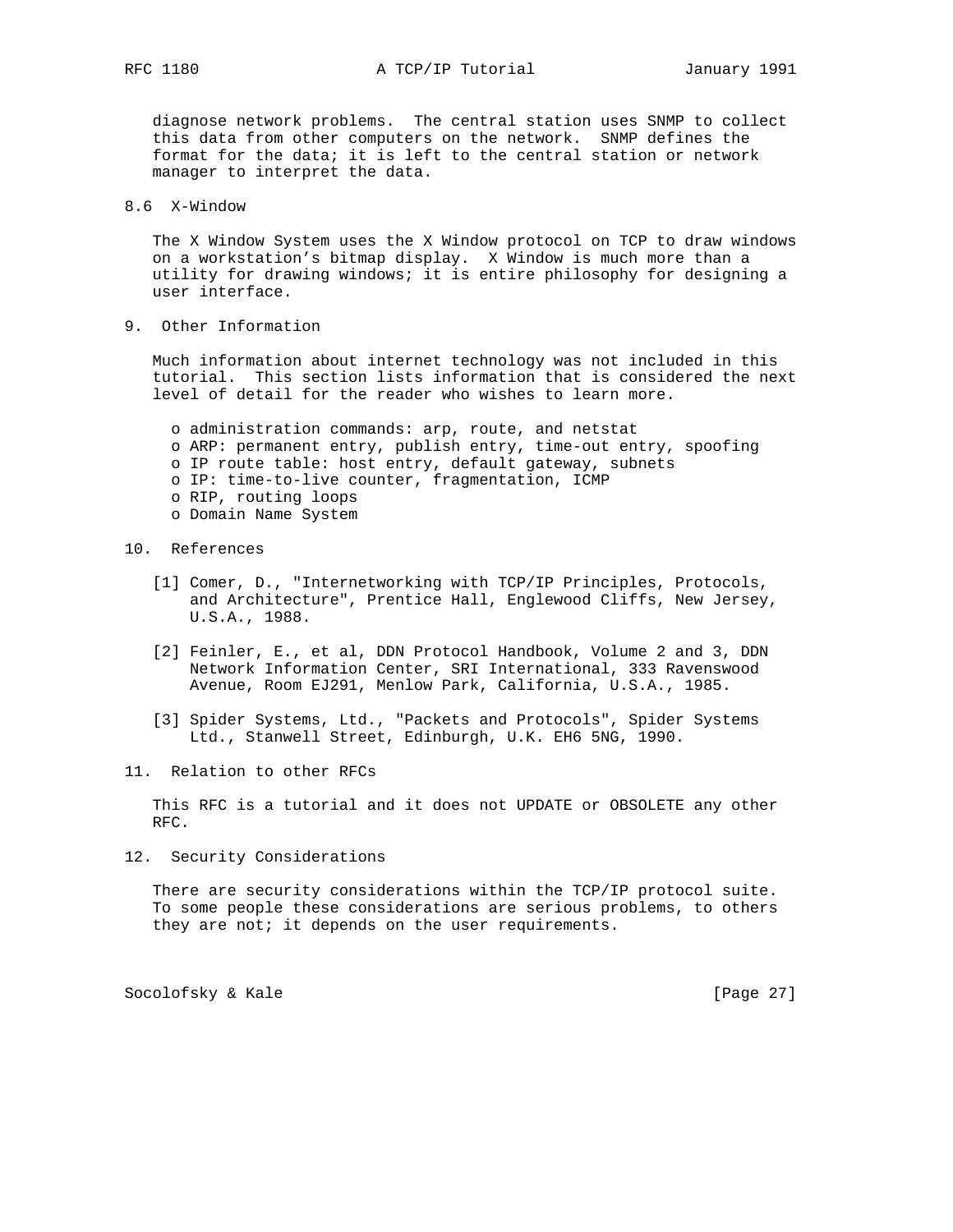diagnose network problems. The central station uses SNMP to collect this data from other computers on the network. SNMP defines the format for the data; it is left to the central station or network manager to interpret the data.

## 8.6 X-Window

The X Window System uses the X Window protocol on TCP to draw windows on a workstation's bitmap display. X Window is much more than a utility for drawing windows; it is entire philosophy for designing a user interface.

# 9. Other Information

Much information about internet technology was not included in this tutorial. This section lists information that is considered the next level of detail for the reader who wishes to learn more.

- o administration commands: arp, route, and netstat
- o ARP: permanent entry, publish entry, time-out entry, spoofing
- o IP route table: host entry, default gateway, subnets
- o IP: time-to-live counter, fragmentation, ICMP
- o RIP, routing loops
- o Domain Name System

# 10. References

[1] Comer, D., "Internetworking with TCP/IP Principles, Protocols, and Architecture", Prentice Hall, Englewood Cliffs, New Jersey, U.S.A., 1988.

[2] Feinler, E., et al, DDN Protocol Handbook, Volume 2 and 3, DDN Network Information Center, SRI International, 333 Ravenswood Avenue, Room EJ291, Menlow Park, California, U.S.A., 1985.

[3] Spider Systems, Ltd., "Packets and Protocols", Spider Systems Ltd., Stanwell Street, Edinburgh, U.K. EH6 5NG, 1990.

# 11. Relation to other RFCs

This RFC is a tutorial and it does not UPDATE or OBSOLETE any other RFC.

# 12. Security Considerations

There are security considerations within the TCP/IP protocol suite. To some people these considerations are serious problems, to others they are not; it depends on the user requirements.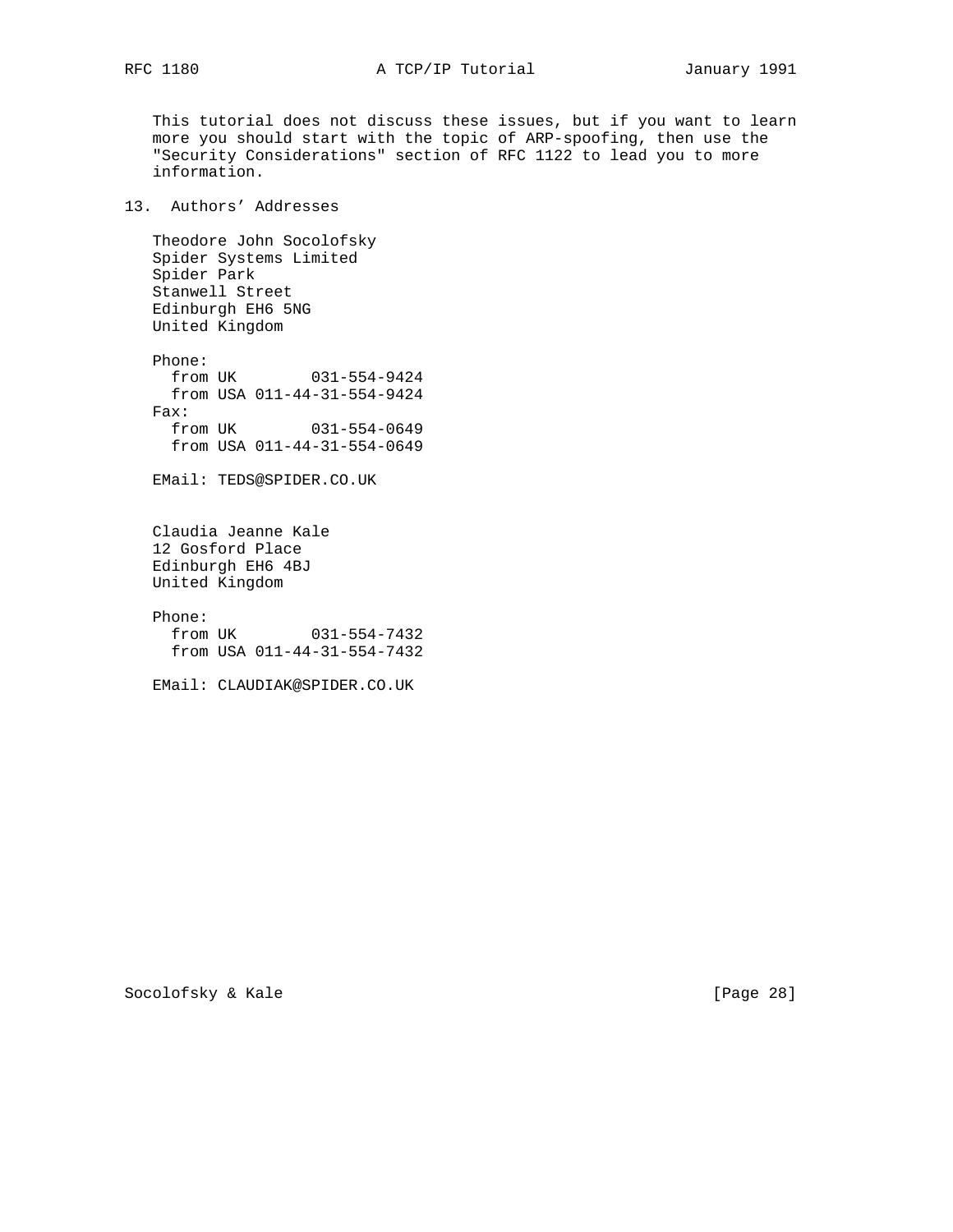This tutorial does not discuss these issues, but if you want to learn more you should start with the topic of ARP-spoofing, then use the "Security Considerations" section of RFC 1122 to lead you to more information.

## 13. Authors' Addresses

Theodore John Socolofsky
Spider Systems Limited
Spider Park
Stanwell Street
Edinburgh EH6 5NG
United Kingdom

```
Phone:
  from UK        031-554-9424
  from USA 011-44-31-554-9424
Fax:
  from UK        031-554-0649
  from USA 011-44-31-554-0649
```

EMail: TEDS@SPIDER.CO.UK

Claudia Jeanne Kale
12 Gosford Place
Edinburgh EH6 4BJ
United Kingdom

```
Phone:
  from UK        031-554-7432
  from USA 011-44-31-554-7432
```

EMail: CLAUDIAK@SPIDER.CO.UK